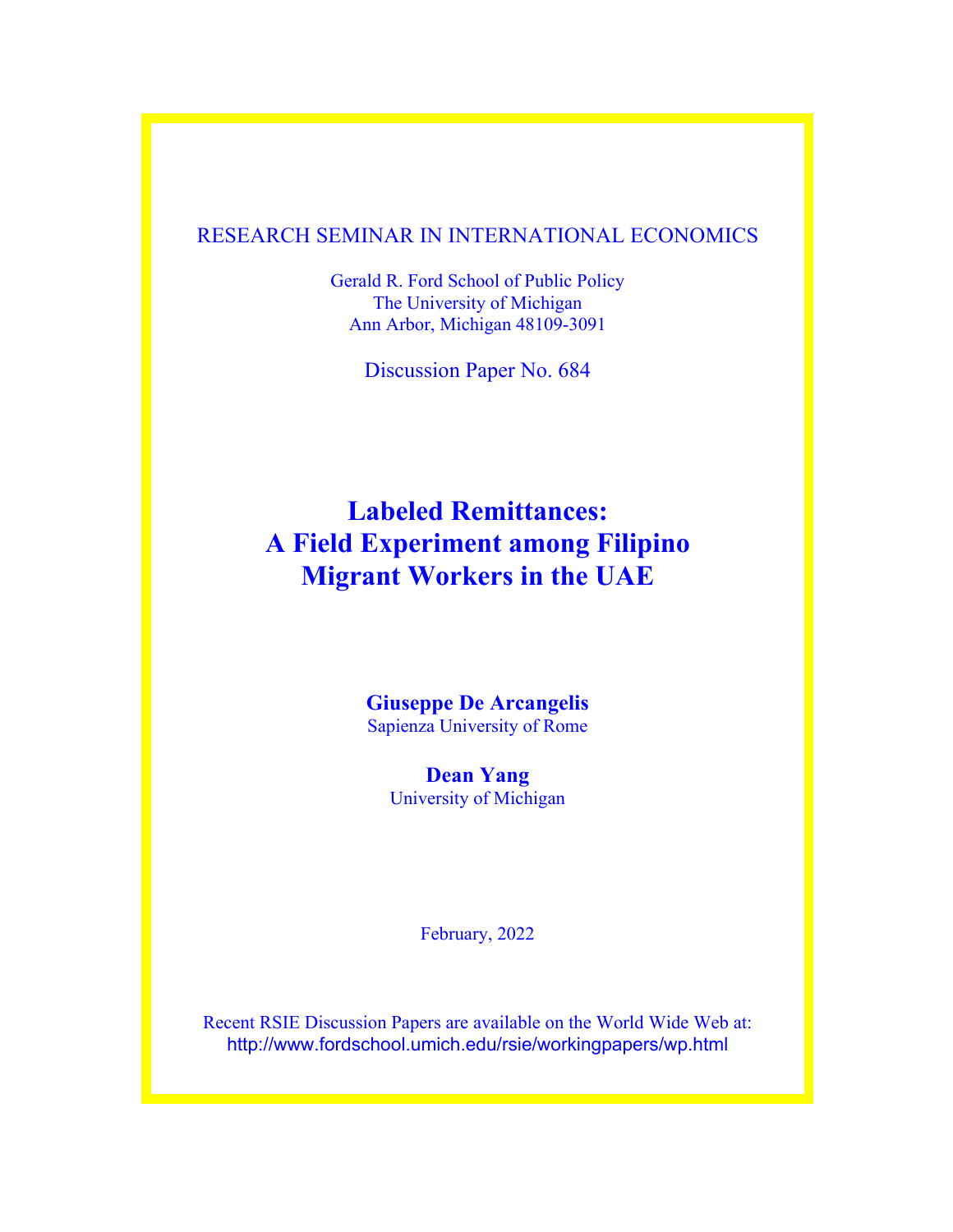RESEARCH SEMINAR IN INTERNATIONAL ECONOMICS

Gerald R. Ford School of Public Policy
The University of Michigan
Ann Arbor, Michigan 48109-3091

Discussion Paper No. 684

# Labeled Remittances: A Field Experiment among Filipino Migrant Workers in the UAE

**Giuseppe De Arcangelis**
Sapienza University of Rome

**Dean Yang**
University of Michigan

February, 2022

Recent RSIE Discussion Papers are available on the World Wide Web at:
http://www.fordschool.umich.edu/rsie/workingpapers/wp.html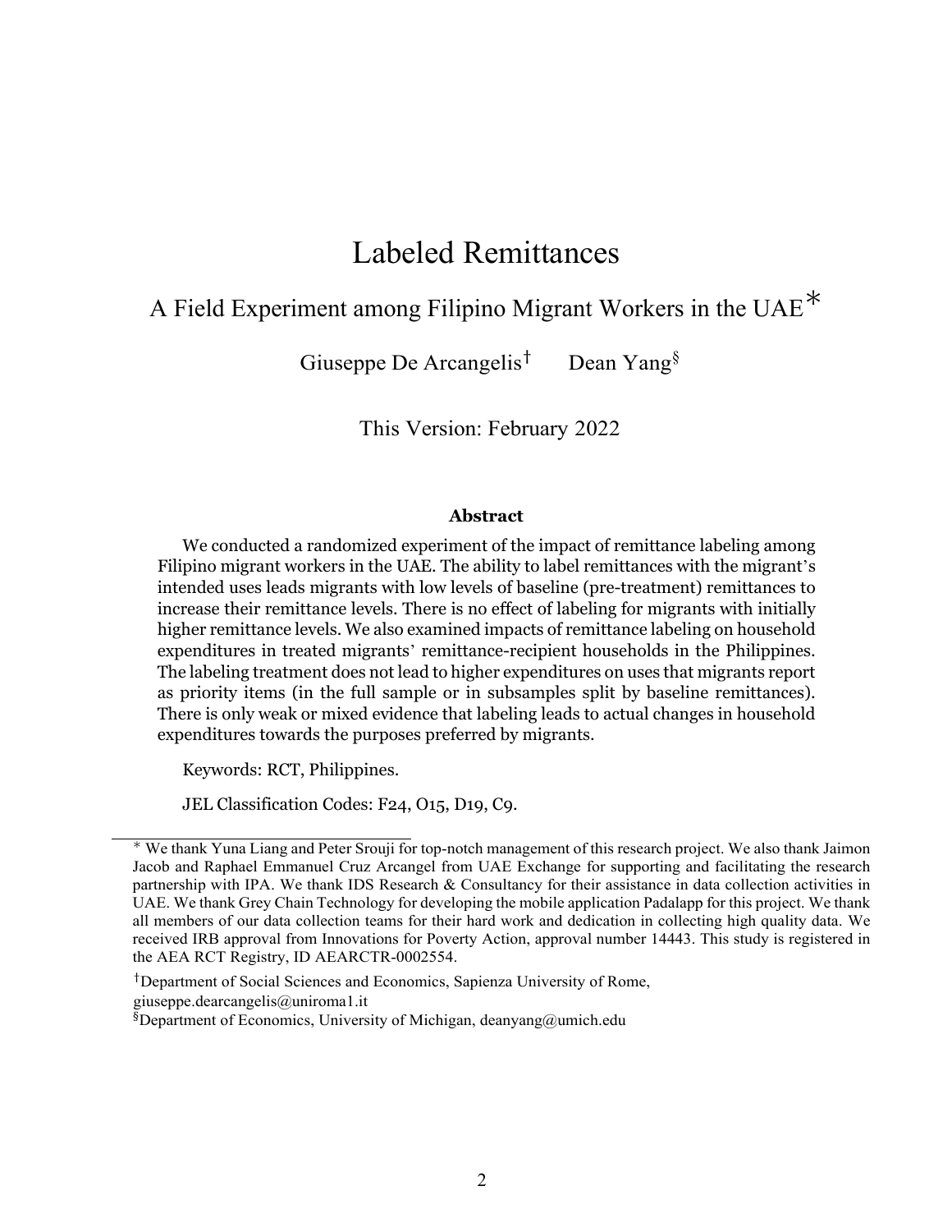# Labeled Remittances

## A Field Experiment among Filipino Migrant Workers in the UAE*

Giuseppe De Arcangelis[†] Dean Yang[§]

This Version: February 2022

### Abstract

We conducted a randomized experiment of the impact of remittance labeling among Filipino migrant workers in the UAE. The ability to label remittances with the migrant's intended uses leads migrants with low levels of baseline (pre-treatment) remittances to increase their remittance levels. There is no effect of labeling for migrants with initially higher remittance levels. We also examined impacts of remittance labeling on household expenditures in treated migrants' remittance-recipient households in the Philippines. The labeling treatment does not lead to higher expenditures on uses that migrants report as priority items (in the full sample or in subsamples split by baseline remittances). There is only weak or mixed evidence that labeling leads to actual changes in household expenditures towards the purposes preferred by migrants.

Keywords: RCT, Philippines.

JEL Classification Codes: F24, O15, D19, C9.

---

* We thank Yuna Liang and Peter Srouji for top-notch management of this research project. We also thank Jaimon Jacob and Raphael Emmanuel Cruz Arcangel from UAE Exchange for supporting and facilitating the research partnership with IPA. We thank IDS Research & Consultancy for their assistance in data collection activities in UAE. We thank Grey Chain Technology for developing the mobile application Padalapp for this project. We thank all members of our data collection teams for their hard work and dedication in collecting high quality data. We received IRB approval from Innovations for Poverty Action, approval number 14443. This study is registered in the AEA RCT Registry, ID AEARCTR-0002554.

[†]Department of Social Sciences and Economics, Sapienza University of Rome, giuseppe.dearcangelis@uniroma1.it

[§]Department of Economics, University of Michigan, deanyang@umich.edu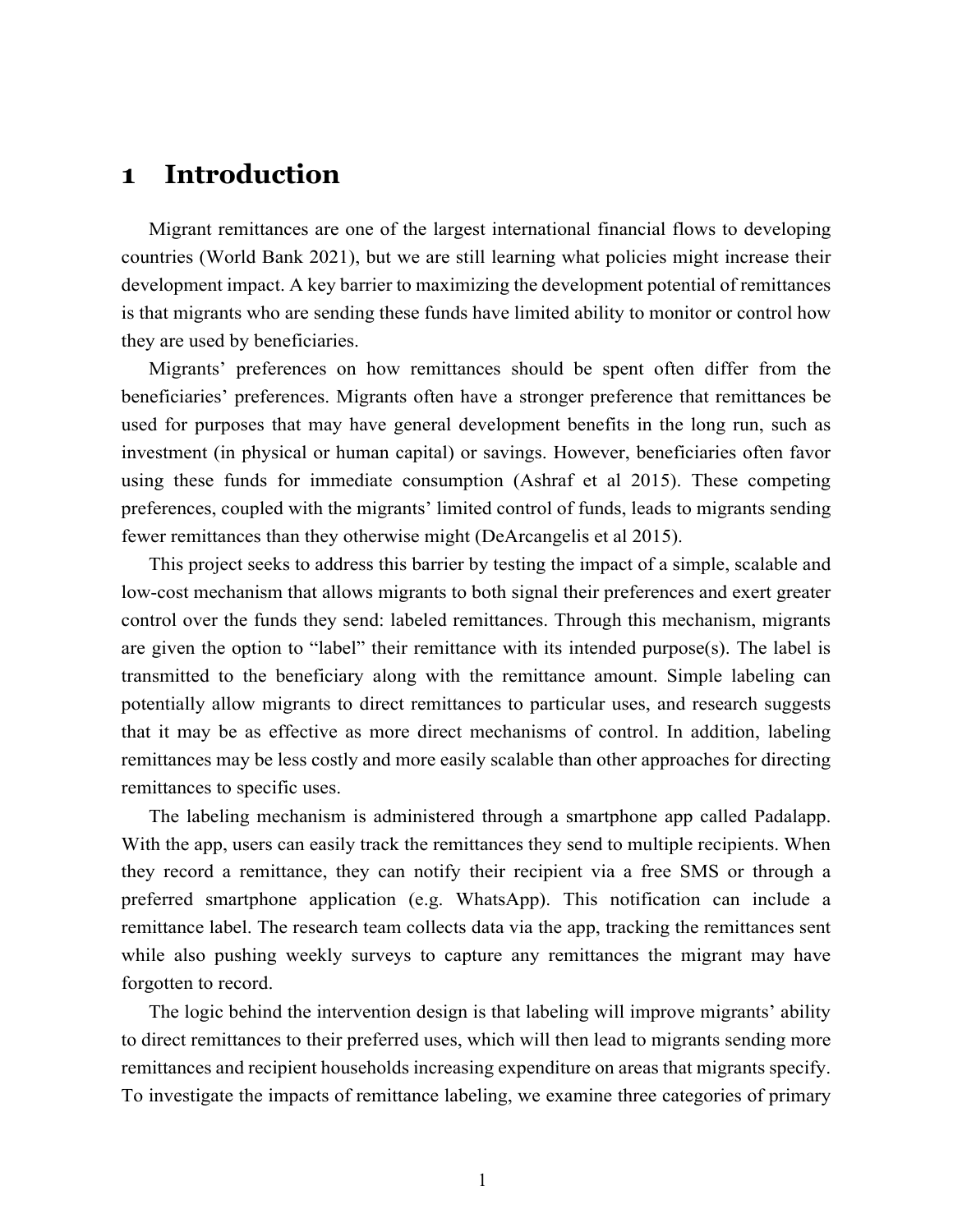# 1 Introduction

Migrant remittances are one of the largest international financial flows to developing countries (World Bank 2021), but we are still learning what policies might increase their development impact. A key barrier to maximizing the development potential of remittances is that migrants who are sending these funds have limited ability to monitor or control how they are used by beneficiaries.

Migrants' preferences on how remittances should be spent often differ from the beneficiaries' preferences. Migrants often have a stronger preference that remittances be used for purposes that may have general development benefits in the long run, such as investment (in physical or human capital) or savings. However, beneficiaries often favor using these funds for immediate consumption (Ashraf et al 2015). These competing preferences, coupled with the migrants' limited control of funds, leads to migrants sending fewer remittances than they otherwise might (DeArcangelis et al 2015).

This project seeks to address this barrier by testing the impact of a simple, scalable and low-cost mechanism that allows migrants to both signal their preferences and exert greater control over the funds they send: labeled remittances. Through this mechanism, migrants are given the option to "label" their remittance with its intended purpose(s). The label is transmitted to the beneficiary along with the remittance amount. Simple labeling can potentially allow migrants to direct remittances to particular uses, and research suggests that it may be as effective as more direct mechanisms of control. In addition, labeling remittances may be less costly and more easily scalable than other approaches for directing remittances to specific uses.

The labeling mechanism is administered through a smartphone app called Padalapp. With the app, users can easily track the remittances they send to multiple recipients. When they record a remittance, they can notify their recipient via a free SMS or through a preferred smartphone application (e.g. WhatsApp). This notification can include a remittance label. The research team collects data via the app, tracking the remittances sent while also pushing weekly surveys to capture any remittances the migrant may have forgotten to record.

The logic behind the intervention design is that labeling will improve migrants' ability to direct remittances to their preferred uses, which will then lead to migrants sending more remittances and recipient households increasing expenditure on areas that migrants specify. To investigate the impacts of remittance labeling, we examine three categories of primary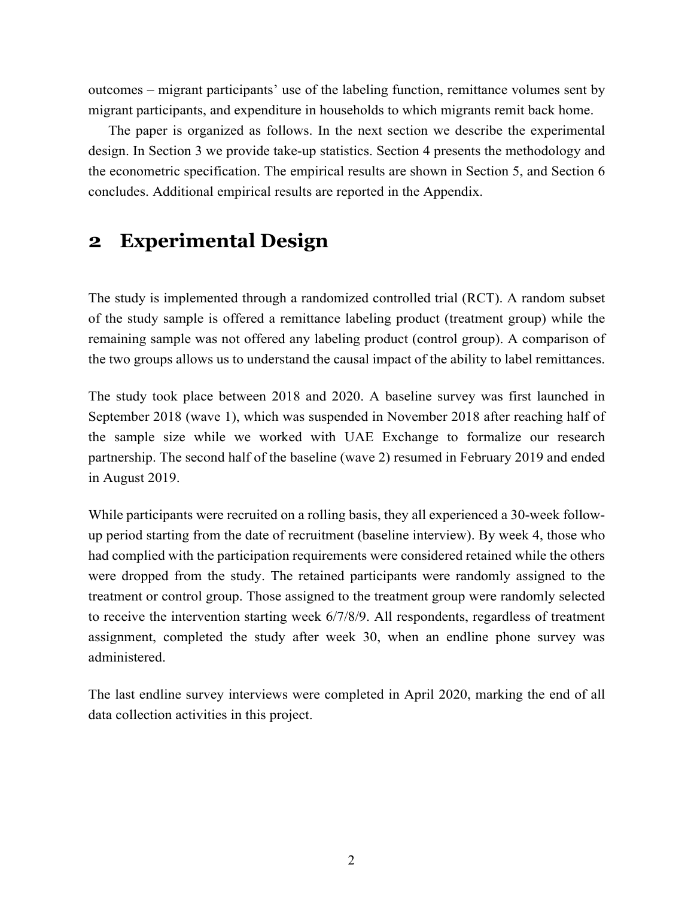outcomes – migrant participants' use of the labeling function, remittance volumes sent by migrant participants, and expenditure in households to which migrants remit back home.

The paper is organized as follows. In the next section we describe the experimental design. In Section 3 we provide take-up statistics. Section 4 presents the methodology and the econometric specification. The empirical results are shown in Section 5, and Section 6 concludes. Additional empirical results are reported in the Appendix.

## 2 Experimental Design

The study is implemented through a randomized controlled trial (RCT). A random subset of the study sample is offered a remittance labeling product (treatment group) while the remaining sample was not offered any labeling product (control group). A comparison of the two groups allows us to understand the causal impact of the ability to label remittances.

The study took place between 2018 and 2020. A baseline survey was first launched in September 2018 (wave 1), which was suspended in November 2018 after reaching half of the sample size while we worked with UAE Exchange to formalize our research partnership. The second half of the baseline (wave 2) resumed in February 2019 and ended in August 2019.

While participants were recruited on a rolling basis, they all experienced a 30-week follow-up period starting from the date of recruitment (baseline interview). By week 4, those who had complied with the participation requirements were considered retained while the others were dropped from the study. The retained participants were randomly assigned to the treatment or control group. Those assigned to the treatment group were randomly selected to receive the intervention starting week 6/7/8/9. All respondents, regardless of treatment assignment, completed the study after week 30, when an endline phone survey was administered.

The last endline survey interviews were completed in April 2020, marking the end of all data collection activities in this project.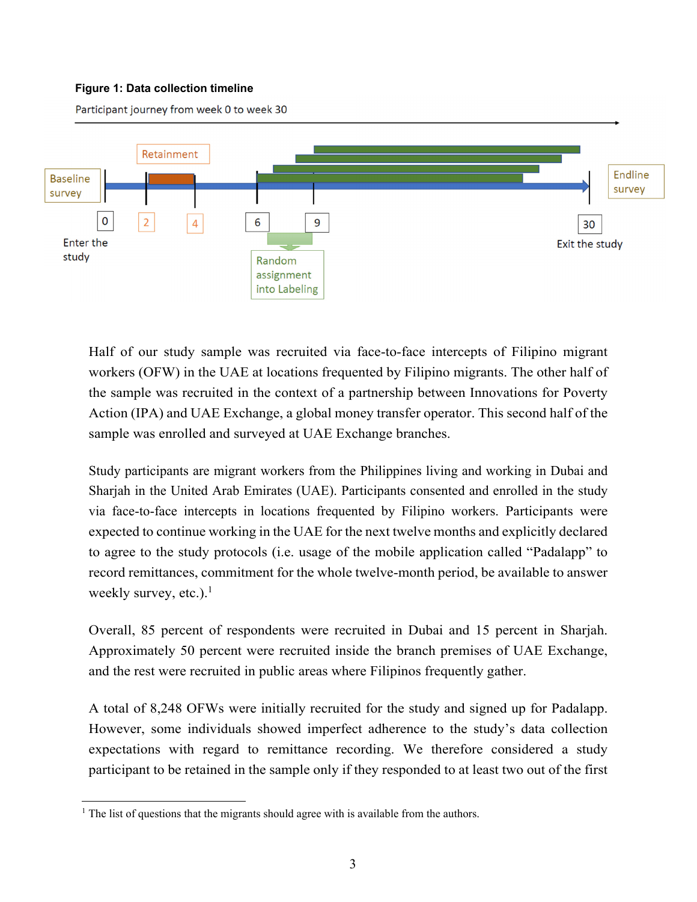**Figure 1: Data collection timeline**

Participant journey from week 0 to week 30

Baseline survey | Retainment | Endline survey

0 Enter the study | 2 | 4 | 6 | 9 | 30 Exit the study

Random assignment into Labeling

Half of our study sample was recruited via face-to-face intercepts of Filipino migrant workers (OFW) in the UAE at locations frequented by Filipino migrants. The other half of the sample was recruited in the context of a partnership between Innovations for Poverty Action (IPA) and UAE Exchange, a global money transfer operator. This second half of the sample was enrolled and surveyed at UAE Exchange branches.

Study participants are migrant workers from the Philippines living and working in Dubai and Sharjah in the United Arab Emirates (UAE). Participants consented and enrolled in the study via face-to-face intercepts in locations frequented by Filipino workers. Participants were expected to continue working in the UAE for the next twelve months and explicitly declared to agree to the study protocols (i.e. usage of the mobile application called "Padalapp" to record remittances, commitment for the whole twelve-month period, be available to answer weekly survey, etc.).[1]

Overall, 85 percent of respondents were recruited in Dubai and 15 percent in Sharjah. Approximately 50 percent were recruited inside the branch premises of UAE Exchange, and the rest were recruited in public areas where Filipinos frequently gather.

A total of 8,248 OFWs were initially recruited for the study and signed up for Padalapp. However, some individuals showed imperfect adherence to the study's data collection expectations with regard to remittance recording. We therefore considered a study participant to be retained in the sample only if they responded to at least two out of the first

[1] The list of questions that the migrants should agree with is available from the authors.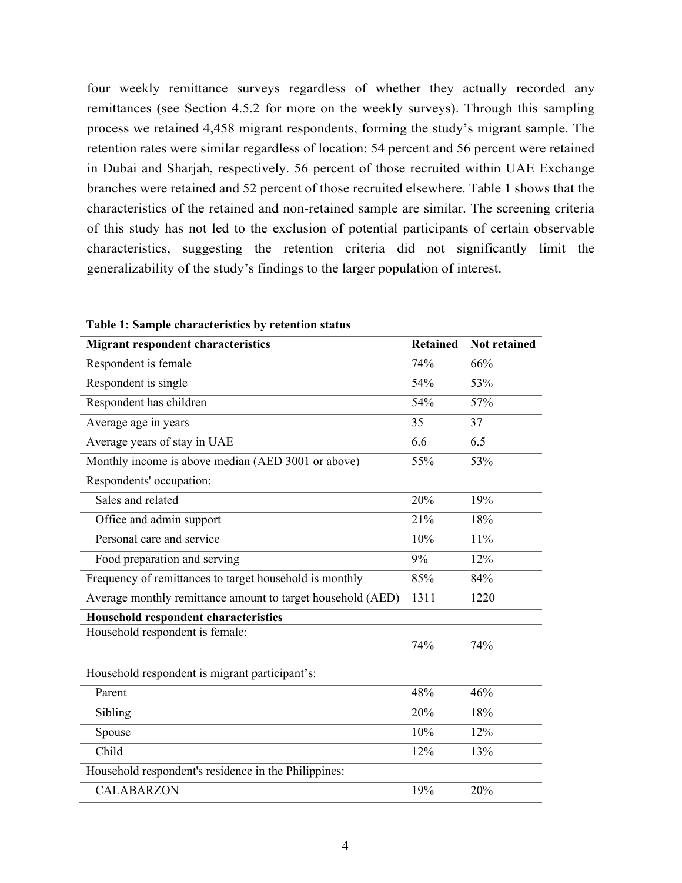four weekly remittance surveys regardless of whether they actually recorded any remittances (see Section 4.5.2 for more on the weekly surveys). Through this sampling process we retained 4,458 migrant respondents, forming the study's migrant sample. The retention rates were similar regardless of location: 54 percent and 56 percent were retained in Dubai and Sharjah, respectively. 56 percent of those recruited within UAE Exchange branches were retained and 52 percent of those recruited elsewhere. Table 1 shows that the characteristics of the retained and non-retained sample are similar. The screening criteria of this study has not led to the exclusion of potential participants of certain observable characteristics, suggesting the retention criteria did not significantly limit the generalizability of the study's findings to the larger population of interest.

**Table 1: Sample characteristics by retention status**

| **Migrant respondent characteristics** | **Retained** | **Not retained** |
|---|---|---|
| Respondent is female | 74% | 66% |
| Respondent is single | 54% | 53% |
| Respondent has children | 54% | 57% |
| Average age in years | 35 | 37 |
| Average years of stay in UAE | 6.6 | 6.5 |
| Monthly income is above median (AED 3001 or above) | 55% | 53% |
| Respondents' occupation: | | |
| Sales and related | 20% | 19% |
| Office and admin support | 21% | 18% |
| Personal care and service | 10% | 11% |
| Food preparation and serving | 9% | 12% |
| Frequency of remittances to target household is monthly | 85% | 84% |
| Average monthly remittance amount to target household (AED) | 1311 | 1220 |
| **Household respondent characteristics** | | |
| Household respondent is female: | 74% | 74% |
| Household respondent is migrant participant's: | | |
| Parent | 48% | 46% |
| Sibling | 20% | 18% |
| Spouse | 10% | 12% |
| Child | 12% | 13% |
| Household respondent's residence in the Philippines: | | |
| CALABARZON | 19% | 20% |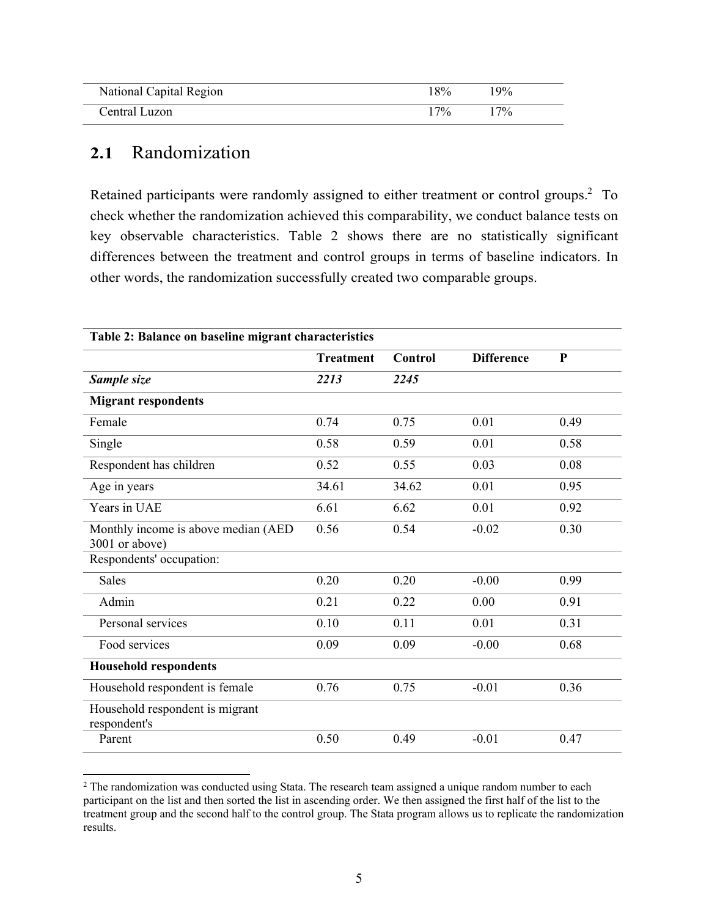| | | |
|---|---|---|
| National Capital Region | 18% | 19% |
| Central Luzon | 17% | 17% |

## 2.1 Randomization

Retained participants were randomly assigned to either treatment or control groups.[2] To check whether the randomization achieved this comparability, we conduct balance tests on key observable characteristics. Table 2 shows there are no statistically significant differences between the treatment and control groups in terms of baseline indicators. In other words, the randomization successfully created two comparable groups.

| **Table 2: Balance on baseline migrant characteristics** | | | | |
|---|---|---|---|---|
| | **Treatment** | **Control** | **Difference** | **P** |
| ***Sample size*** | ***2213*** | ***2245*** | | |
| **Migrant respondents** | | | | |
| Female | 0.74 | 0.75 | 0.01 | 0.49 |
| Single | 0.58 | 0.59 | 0.01 | 0.58 |
| Respondent has children | 0.52 | 0.55 | 0.03 | 0.08 |
| Age in years | 34.61 | 34.62 | 0.01 | 0.95 |
| Years in UAE | 6.61 | 6.62 | 0.01 | 0.92 |
| Monthly income is above median (AED 3001 or above) | 0.56 | 0.54 | -0.02 | 0.30 |
| Respondents' occupation: | | | | |
| Sales | 0.20 | 0.20 | -0.00 | 0.99 |
| Admin | 0.21 | 0.22 | 0.00 | 0.91 |
| Personal services | 0.10 | 0.11 | 0.01 | 0.31 |
| Food services | 0.09 | 0.09 | -0.00 | 0.68 |
| **Household respondents** | | | | |
| Household respondent is female | 0.76 | 0.75 | -0.01 | 0.36 |
| Household respondent is migrant respondent's | | | | |
| Parent | 0.50 | 0.49 | -0.01 | 0.47 |

[2] The randomization was conducted using Stata. The research team assigned a unique random number to each participant on the list and then sorted the list in ascending order. We then assigned the first half of the list to the treatment group and the second half to the control group. The Stata program allows us to replicate the randomization results.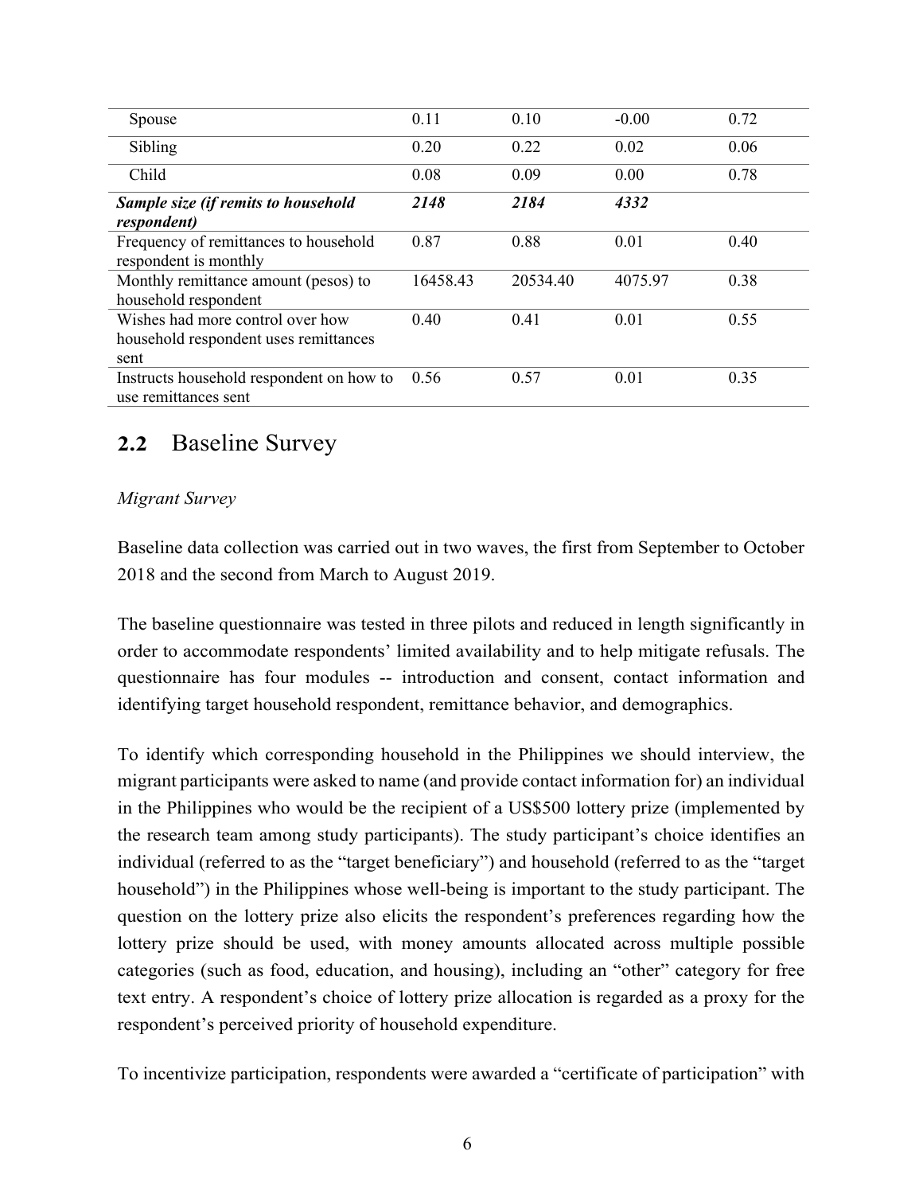| | | | | |
|---|---|---|---|---|
| Spouse | 0.11 | 0.10 | -0.00 | 0.72 |
| Sibling | 0.20 | 0.22 | 0.02 | 0.06 |
| Child | 0.08 | 0.09 | 0.00 | 0.78 |
| ***Sample size (if remits to household respondent)*** | ***2148*** | ***2184*** | ***4332*** | |
| Frequency of remittances to household respondent is monthly | 0.87 | 0.88 | 0.01 | 0.40 |
| Monthly remittance amount (pesos) to household respondent | 16458.43 | 20534.40 | 4075.97 | 0.38 |
| Wishes had more control over how household respondent uses remittances sent | 0.40 | 0.41 | 0.01 | 0.55 |
| Instructs household respondent on how to use remittances sent | 0.56 | 0.57 | 0.01 | 0.35 |

## 2.2 Baseline Survey

*Migrant Survey*

Baseline data collection was carried out in two waves, the first from September to October 2018 and the second from March to August 2019.

The baseline questionnaire was tested in three pilots and reduced in length significantly in order to accommodate respondents' limited availability and to help mitigate refusals. The questionnaire has four modules -- introduction and consent, contact information and identifying target household respondent, remittance behavior, and demographics.

To identify which corresponding household in the Philippines we should interview, the migrant participants were asked to name (and provide contact information for) an individual in the Philippines who would be the recipient of a US$500 lottery prize (implemented by the research team among study participants). The study participant's choice identifies an individual (referred to as the "target beneficiary") and household (referred to as the "target household") in the Philippines whose well-being is important to the study participant. The question on the lottery prize also elicits the respondent's preferences regarding how the lottery prize should be used, with money amounts allocated across multiple possible categories (such as food, education, and housing), including an "other" category for free text entry. A respondent's choice of lottery prize allocation is regarded as a proxy for the respondent's perceived priority of household expenditure.

To incentivize participation, respondents were awarded a "certificate of participation" with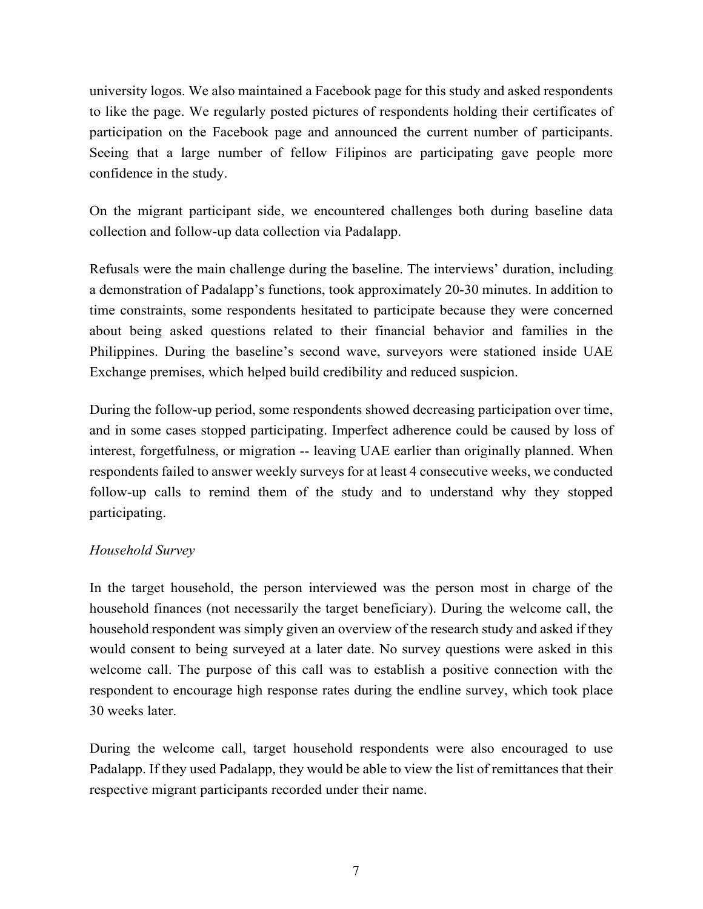university logos. We also maintained a Facebook page for this study and asked respondents to like the page. We regularly posted pictures of respondents holding their certificates of participation on the Facebook page and announced the current number of participants. Seeing that a large number of fellow Filipinos are participating gave people more confidence in the study.

On the migrant participant side, we encountered challenges both during baseline data collection and follow-up data collection via Padalapp.

Refusals were the main challenge during the baseline. The interviews' duration, including a demonstration of Padalapp's functions, took approximately 20-30 minutes. In addition to time constraints, some respondents hesitated to participate because they were concerned about being asked questions related to their financial behavior and families in the Philippines. During the baseline's second wave, surveyors were stationed inside UAE Exchange premises, which helped build credibility and reduced suspicion.

During the follow-up period, some respondents showed decreasing participation over time, and in some cases stopped participating. Imperfect adherence could be caused by loss of interest, forgetfulness, or migration -- leaving UAE earlier than originally planned. When respondents failed to answer weekly surveys for at least 4 consecutive weeks, we conducted follow-up calls to remind them of the study and to understand why they stopped participating.

*Household Survey*

In the target household, the person interviewed was the person most in charge of the household finances (not necessarily the target beneficiary). During the welcome call, the household respondent was simply given an overview of the research study and asked if they would consent to being surveyed at a later date. No survey questions were asked in this welcome call. The purpose of this call was to establish a positive connection with the respondent to encourage high response rates during the endline survey, which took place 30 weeks later.

During the welcome call, target household respondents were also encouraged to use Padalapp. If they used Padalapp, they would be able to view the list of remittances that their respective migrant participants recorded under their name.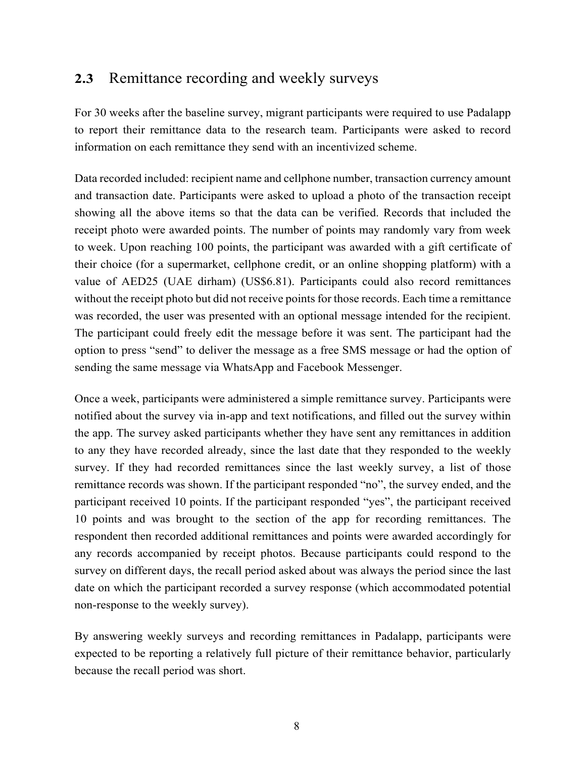## 2.3 Remittance recording and weekly surveys

For 30 weeks after the baseline survey, migrant participants were required to use Padalapp to report their remittance data to the research team. Participants were asked to record information on each remittance they send with an incentivized scheme.

Data recorded included: recipient name and cellphone number, transaction currency amount and transaction date. Participants were asked to upload a photo of the transaction receipt showing all the above items so that the data can be verified. Records that included the receipt photo were awarded points. The number of points may randomly vary from week to week. Upon reaching 100 points, the participant was awarded with a gift certificate of their choice (for a supermarket, cellphone credit, or an online shopping platform) with a value of AED25 (UAE dirham) (US$6.81). Participants could also record remittances without the receipt photo but did not receive points for those records. Each time a remittance was recorded, the user was presented with an optional message intended for the recipient. The participant could freely edit the message before it was sent. The participant had the option to press "send" to deliver the message as a free SMS message or had the option of sending the same message via WhatsApp and Facebook Messenger.

Once a week, participants were administered a simple remittance survey. Participants were notified about the survey via in-app and text notifications, and filled out the survey within the app. The survey asked participants whether they have sent any remittances in addition to any they have recorded already, since the last date that they responded to the weekly survey. If they had recorded remittances since the last weekly survey, a list of those remittance records was shown. If the participant responded "no", the survey ended, and the participant received 10 points. If the participant responded "yes", the participant received 10 points and was brought to the section of the app for recording remittances. The respondent then recorded additional remittances and points were awarded accordingly for any records accompanied by receipt photos. Because participants could respond to the survey on different days, the recall period asked about was always the period since the last date on which the participant recorded a survey response (which accommodated potential non-response to the weekly survey).

By answering weekly surveys and recording remittances in Padalapp, participants were expected to be reporting a relatively full picture of their remittance behavior, particularly because the recall period was short.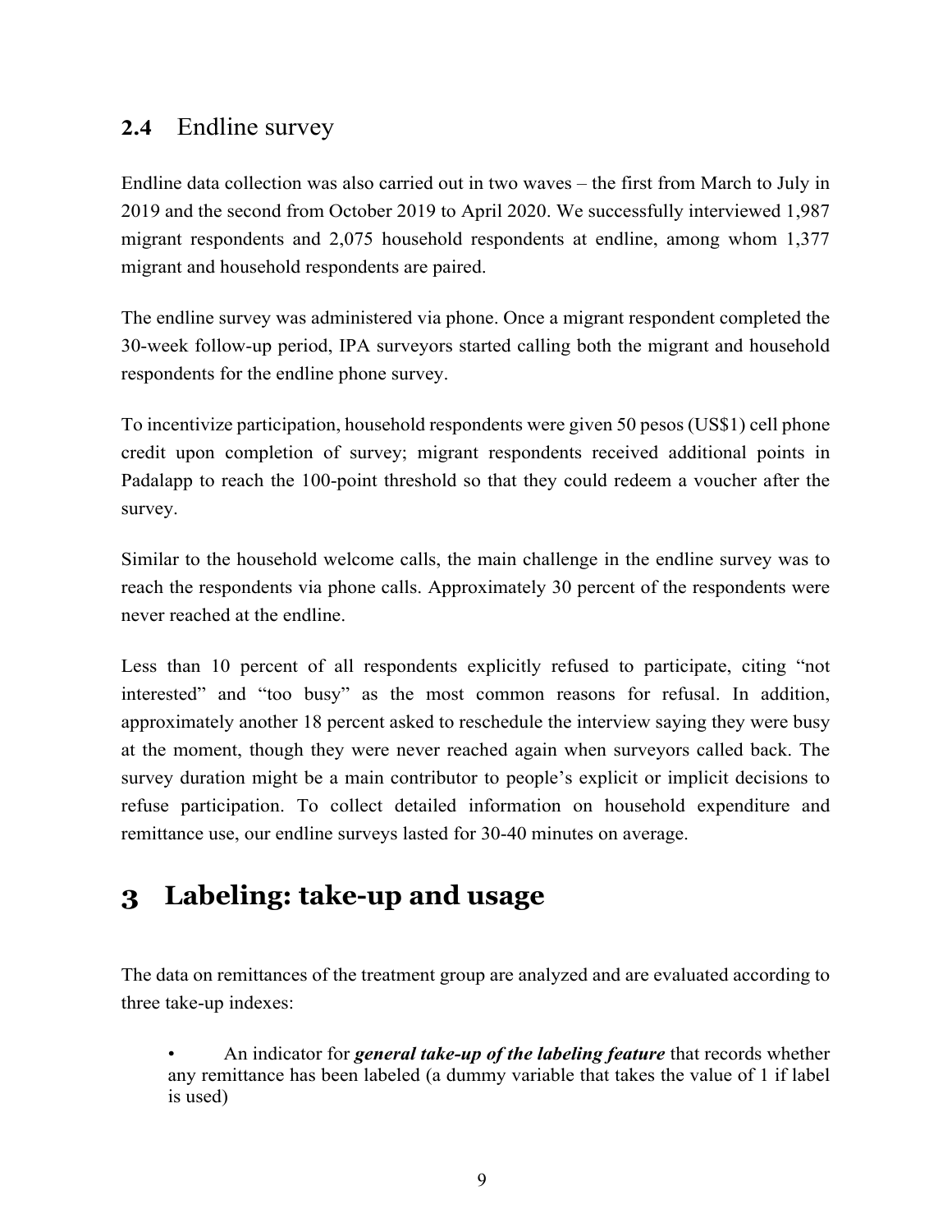## 2.4 Endline survey

Endline data collection was also carried out in two waves – the first from March to July in 2019 and the second from October 2019 to April 2020. We successfully interviewed 1,987 migrant respondents and 2,075 household respondents at endline, among whom 1,377 migrant and household respondents are paired.

The endline survey was administered via phone. Once a migrant respondent completed the 30-week follow-up period, IPA surveyors started calling both the migrant and household respondents for the endline phone survey.

To incentivize participation, household respondents were given 50 pesos (US$1) cell phone credit upon completion of survey; migrant respondents received additional points in Padalapp to reach the 100-point threshold so that they could redeem a voucher after the survey.

Similar to the household welcome calls, the main challenge in the endline survey was to reach the respondents via phone calls. Approximately 30 percent of the respondents were never reached at the endline.

Less than 10 percent of all respondents explicitly refused to participate, citing "not interested" and "too busy" as the most common reasons for refusal. In addition, approximately another 18 percent asked to reschedule the interview saying they were busy at the moment, though they were never reached again when surveyors called back. The survey duration might be a main contributor to people's explicit or implicit decisions to refuse participation. To collect detailed information on household expenditure and remittance use, our endline surveys lasted for 30-40 minutes on average.

# 3 Labeling: take-up and usage

The data on remittances of the treatment group are analyzed and are evaluated according to three take-up indexes:

- An indicator for ***general take-up of the labeling feature*** that records whether any remittance has been labeled (a dummy variable that takes the value of 1 if label is used)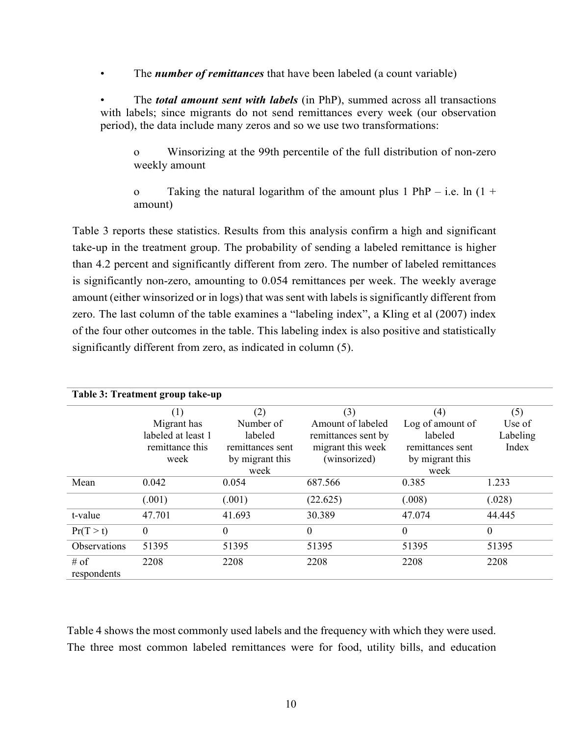- The ***number of remittances*** that have been labeled (a count variable)

- The ***total amount sent with labels*** (in PhP), summed across all transactions with labels; since migrants do not send remittances every week (our observation period), the data include many zeros and so we use two transformations:

  - Winsorizing at the 99th percentile of the full distribution of non-zero weekly amount

  - Taking the natural logarithm of the amount plus 1 PhP – i.e. ln (1 + amount)

Table 3 reports these statistics. Results from this analysis confirm a high and significant take-up in the treatment group. The probability of sending a labeled remittance is higher than 4.2 percent and significantly different from zero. The number of labeled remittances is significantly non-zero, amounting to 0.054 remittances per week. The weekly average amount (either winsorized or in logs) that was sent with labels is significantly different from zero. The last column of the table examines a "labeling index", a Kling et al (2007) index of the four other outcomes in the table. This labeling index is also positive and statistically significantly different from zero, as indicated in column (5).

**Table 3: Treatment group take-up**

| | (1) Migrant has labeled at least 1 remittance this week | (2) Number of labeled remittances sent by migrant this week | (3) Amount of labeled remittances sent by migrant this week (winsorized) | (4) Log of amount of labeled remittances sent by migrant this week | (5) Use of Labeling Index |
|---|---|---|---|---|---|
| Mean | 0.042 | 0.054 | 687.566 | 0.385 | 1.233 |
| | (.001) | (.001) | (22.625) | (.008) | (.028) |
| t-value | 47.701 | 41.693 | 30.389 | 47.074 | 44.445 |
| Pr(T > t) | 0 | 0 | 0 | 0 | 0 |
| Observations | 51395 | 51395 | 51395 | 51395 | 51395 |
| # of respondents | 2208 | 2208 | 2208 | 2208 | 2208 |

Table 4 shows the most commonly used labels and the frequency with which they were used. The three most common labeled remittances were for food, utility bills, and education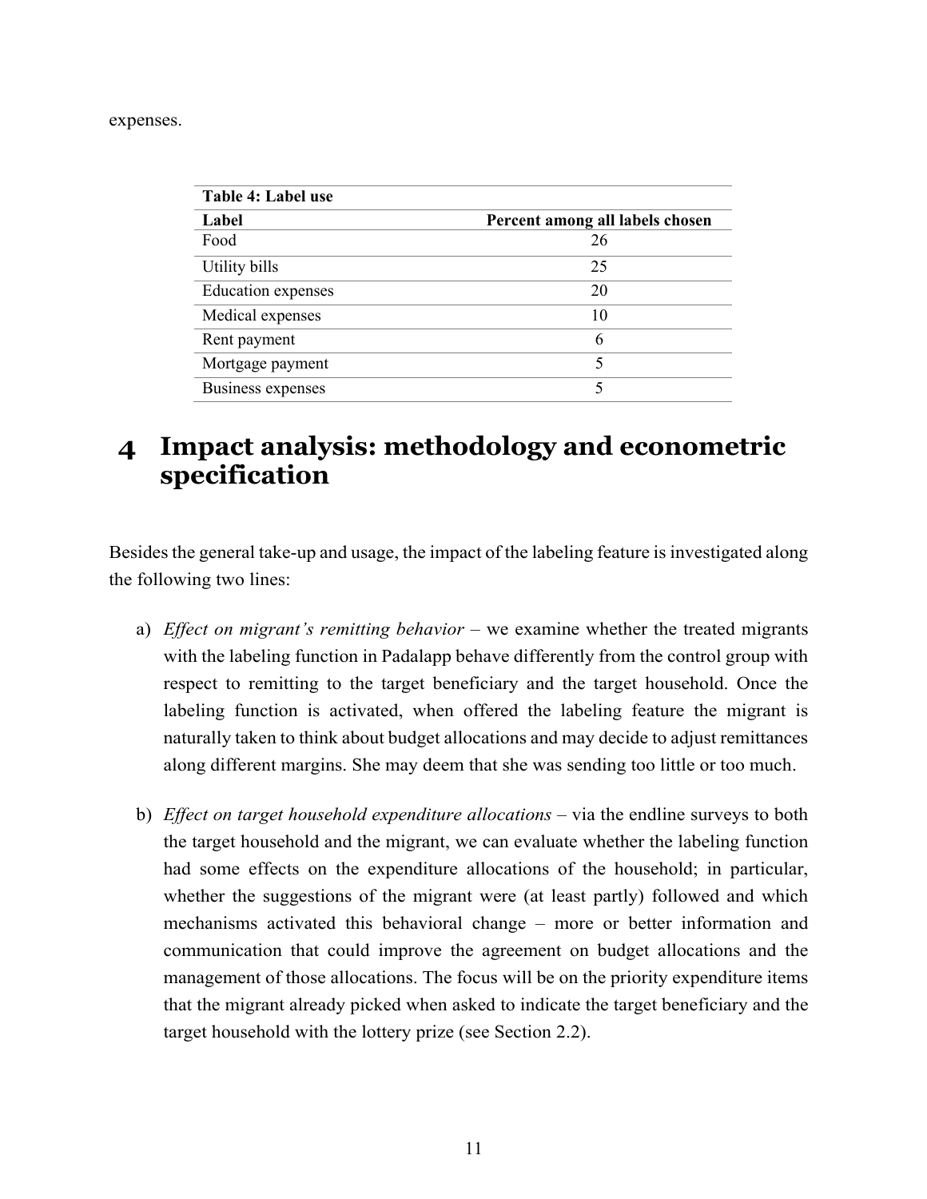expenses.

**Table 4: Label use**

| Label | Percent among all labels chosen |
|---|---|
| Food | 26 |
| Utility bills | 25 |
| Education expenses | 20 |
| Medical expenses | 10 |
| Rent payment | 6 |
| Mortgage payment | 5 |
| Business expenses | 5 |

# 4 Impact analysis: methodology and econometric specification

Besides the general take-up and usage, the impact of the labeling feature is investigated along the following two lines:

a) *Effect on migrant's remitting behavior* – we examine whether the treated migrants with the labeling function in Padalapp behave differently from the control group with respect to remitting to the target beneficiary and the target household. Once the labeling function is activated, when offered the labeling feature the migrant is naturally taken to think about budget allocations and may decide to adjust remittances along different margins. She may deem that she was sending too little or too much.

b) *Effect on target household expenditure allocations* – via the endline surveys to both the target household and the migrant, we can evaluate whether the labeling function had some effects on the expenditure allocations of the household; in particular, whether the suggestions of the migrant were (at least partly) followed and which mechanisms activated this behavioral change – more or better information and communication that could improve the agreement on budget allocations and the management of those allocations. The focus will be on the priority expenditure items that the migrant already picked when asked to indicate the target beneficiary and the target household with the lottery prize (see Section 2.2).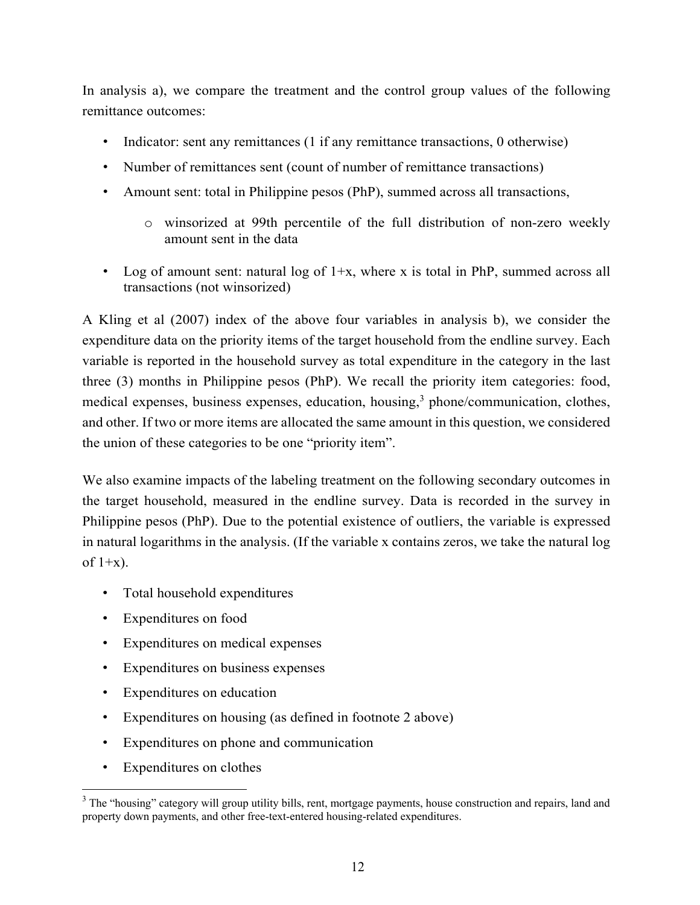In analysis a), we compare the treatment and the control group values of the following remittance outcomes:

- Indicator: sent any remittances (1 if any remittance transactions, 0 otherwise)
- Number of remittances sent (count of number of remittance transactions)
- Amount sent: total in Philippine pesos (PhP), summed across all transactions,
    - winsorized at 99th percentile of the full distribution of non-zero weekly amount sent in the data
- Log of amount sent: natural log of 1+x, where x is total in PhP, summed across all transactions (not winsorized)

A Kling et al (2007) index of the above four variables in analysis b), we consider the expenditure data on the priority items of the target household from the endline survey. Each variable is reported in the household survey as total expenditure in the category in the last three (3) months in Philippine pesos (PhP). We recall the priority item categories: food, medical expenses, business expenses, education, housing,[3] phone/communication, clothes, and other. If two or more items are allocated the same amount in this question, we considered the union of these categories to be one "priority item".

We also examine impacts of the labeling treatment on the following secondary outcomes in the target household, measured in the endline survey. Data is recorded in the survey in Philippine pesos (PhP). Due to the potential existence of outliers, the variable is expressed in natural logarithms in the analysis. (If the variable x contains zeros, we take the natural log of 1+x).

- Total household expenditures
- Expenditures on food
- Expenditures on medical expenses
- Expenditures on business expenses
- Expenditures on education
- Expenditures on housing (as defined in footnote 2 above)
- Expenditures on phone and communication
- Expenditures on clothes

[3] The "housing" category will group utility bills, rent, mortgage payments, house construction and repairs, land and property down payments, and other free-text-entered housing-related expenditures.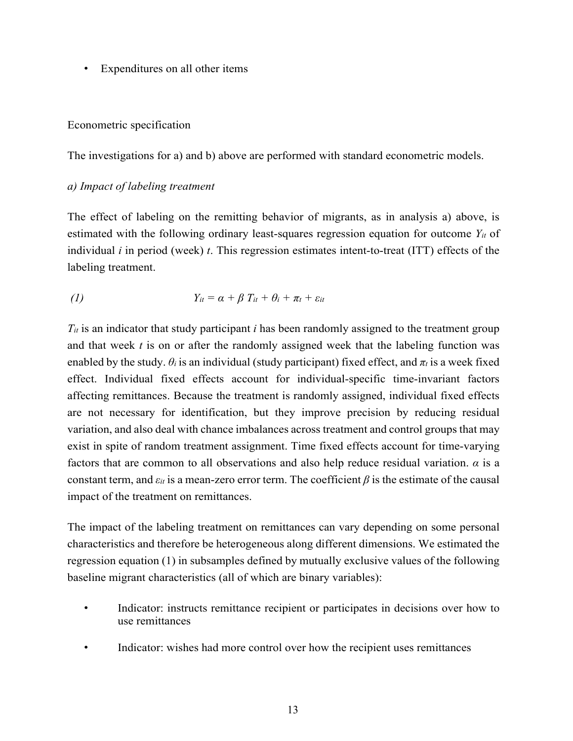- Expenditures on all other items

Econometric specification

The investigations for a) and b) above are performed with standard econometric models.

*a) Impact of labeling treatment*

The effect of labeling on the remitting behavior of migrants, as in analysis a) above, is estimated with the following ordinary least-squares regression equation for outcome $Y_{it}$ of individual *i* in period (week) *t*. This regression estimates intent-to-treat (ITT) effects of the labeling treatment.

$$Y_{it} = \alpha + \beta T_{it} + \theta_i + \pi_t + \varepsilon_{it} \quad (1)$$

$T_{it}$ is an indicator that study participant *i* has been randomly assigned to the treatment group and that week *t* is on or after the randomly assigned week that the labeling function was enabled by the study. $\theta_i$ is an individual (study participant) fixed effect, and $\pi_t$ is a week fixed effect. Individual fixed effects account for individual-specific time-invariant factors affecting remittances. Because the treatment is randomly assigned, individual fixed effects are not necessary for identification, but they improve precision by reducing residual variation, and also deal with chance imbalances across treatment and control groups that may exist in spite of random treatment assignment. Time fixed effects account for time-varying factors that are common to all observations and also help reduce residual variation. $\alpha$ is a constant term, and $\varepsilon_{it}$ is a mean-zero error term. The coefficient $\beta$ is the estimate of the causal impact of the treatment on remittances.

The impact of the labeling treatment on remittances can vary depending on some personal characteristics and therefore be heterogeneous along different dimensions. We estimated the regression equation (1) in subsamples defined by mutually exclusive values of the following baseline migrant characteristics (all of which are binary variables):

- Indicator: instructs remittance recipient or participates in decisions over how to use remittances
- Indicator: wishes had more control over how the recipient uses remittances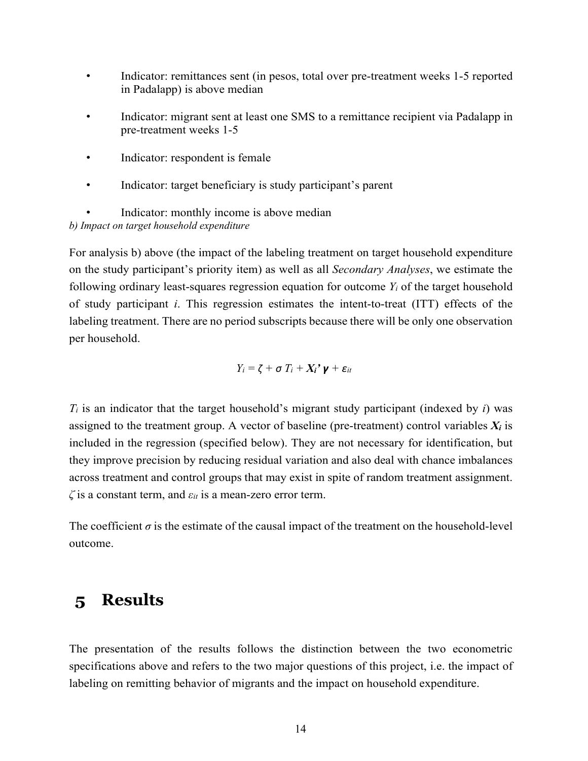- Indicator: remittances sent (in pesos, total over pre-treatment weeks 1-5 reported in Padalapp) is above median
- Indicator: migrant sent at least one SMS to a remittance recipient via Padalapp in pre-treatment weeks 1-5
- Indicator: respondent is female
- Indicator: target beneficiary is study participant's parent
- Indicator: monthly income is above median

*b) Impact on target household expenditure*

For analysis b) above (the impact of the labeling treatment on target household expenditure on the study participant's priority item) as well as all *Secondary Analyses*, we estimate the following ordinary least-squares regression equation for outcome $Y_i$ of the target household of study participant $i$. This regression estimates the intent-to-treat (ITT) effects of the labeling treatment. There are no period subscripts because there will be only one observation per household.

$$Y_i = \zeta + \sigma T_i + \boldsymbol{X_i}' \boldsymbol{\gamma} + \varepsilon_{it}$$

$T_i$ is an indicator that the target household's migrant study participant (indexed by $i$) was assigned to the treatment group. A vector of baseline (pre-treatment) control variables $\boldsymbol{X_i}$ is included in the regression (specified below). They are not necessary for identification, but they improve precision by reducing residual variation and also deal with chance imbalances across treatment and control groups that may exist in spite of random treatment assignment. $\zeta$ is a constant term, and $\varepsilon_{it}$ is a mean-zero error term.

The coefficient $\sigma$ is the estimate of the causal impact of the treatment on the household-level outcome.

# 5 Results

The presentation of the results follows the distinction between the two econometric specifications above and refers to the two major questions of this project, i.e. the impact of labeling on remitting behavior of migrants and the impact on household expenditure.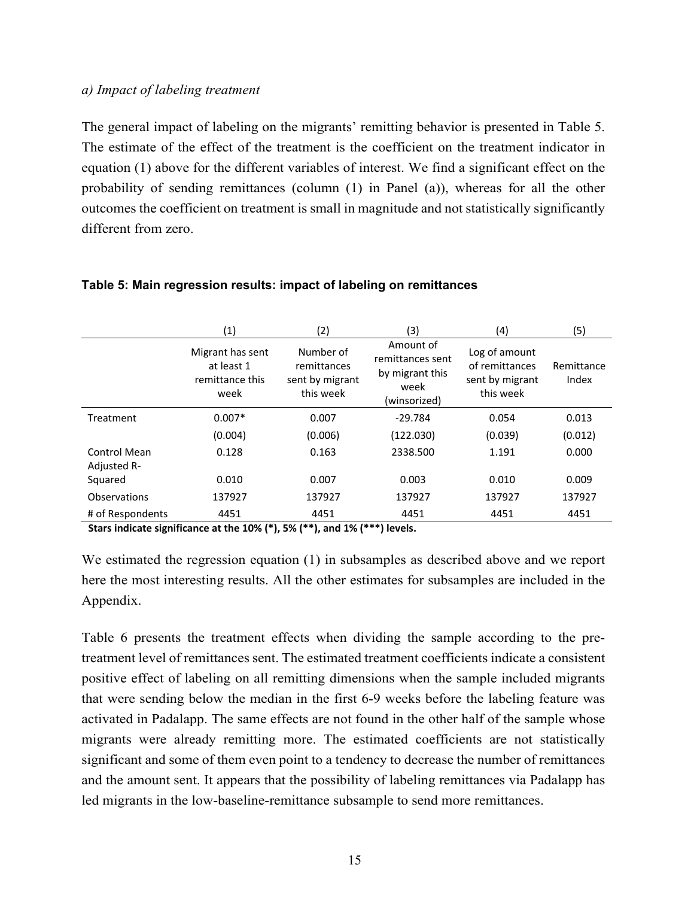*a) Impact of labeling treatment*

The general impact of labeling on the migrants' remitting behavior is presented in Table 5. The estimate of the effect of the treatment is the coefficient on the treatment indicator in equation (1) above for the different variables of interest. We find a significant effect on the probability of sending remittances (column (1) in Panel (a)), whereas for all the other outcomes the coefficient on treatment is small in magnitude and not statistically significantly different from zero.

**Table 5: Main regression results: impact of labeling on remittances**

| | (1) | (2) | (3) | (4) | (5) |
|---|---|---|---|---|---|
| | Migrant has sent at least 1 remittance this week | Number of remittances sent by migrant this week | Amount of remittances sent by migrant this week (winsorized) | Log of amount of remittances sent by migrant this week | Remittance Index |
| Treatment | 0.007* | 0.007 | -29.784 | 0.054 | 0.013 |
| | (0.004) | (0.006) | (122.030) | (0.039) | (0.012) |
| Control Mean | 0.128 | 0.163 | 2338.500 | 1.191 | 0.000 |
| Adjusted R-Squared | 0.010 | 0.007 | 0.003 | 0.010 | 0.009 |
| Observations | 137927 | 137927 | 137927 | 137927 | 137927 |
| # of Respondents | 4451 | 4451 | 4451 | 4451 | 4451 |

**Stars indicate significance at the 10% (*), 5% (**), and 1% (***) levels.**

We estimated the regression equation (1) in subsamples as described above and we report here the most interesting results. All the other estimates for subsamples are included in the Appendix.

Table 6 presents the treatment effects when dividing the sample according to the pre-treatment level of remittances sent. The estimated treatment coefficients indicate a consistent positive effect of labeling on all remitting dimensions when the sample included migrants that were sending below the median in the first 6-9 weeks before the labeling feature was activated in Padalapp. The same effects are not found in the other half of the sample whose migrants were already remitting more. The estimated coefficients are not statistically significant and some of them even point to a tendency to decrease the number of remittances and the amount sent. It appears that the possibility of labeling remittances via Padalapp has led migrants in the low-baseline-remittance subsample to send more remittances.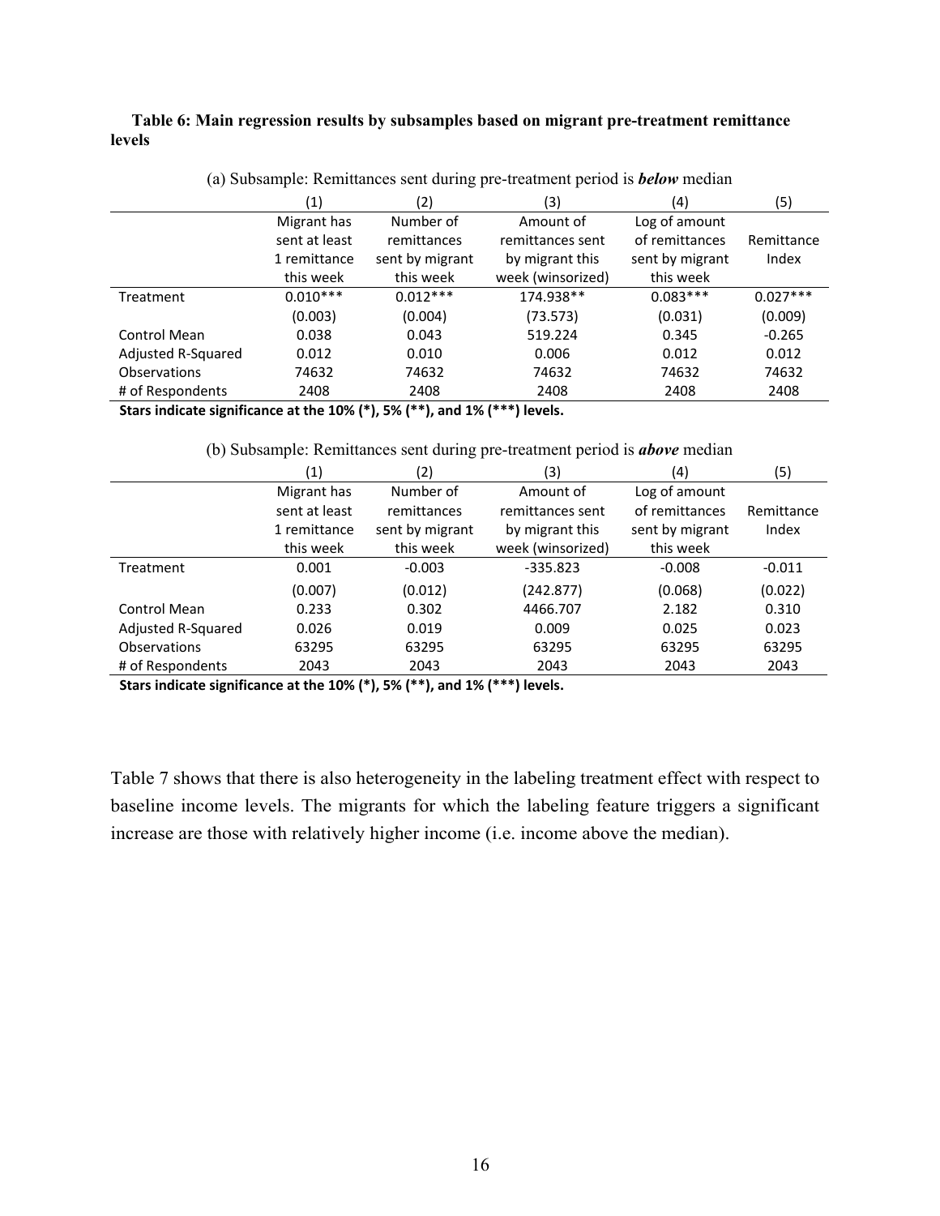**Table 6: Main regression results by subsamples based on migrant pre-treatment remittance levels**

(a) Subsample: Remittances sent during pre-treatment period is ***below*** median

| | (1) | (2) | (3) | (4) | (5) |
|---|---|---|---|---|---|
| | Migrant has sent at least 1 remittance this week | Number of remittances sent by migrant this week | Amount of remittances sent by migrant this week (winsorized) | Log of amount of remittances sent by migrant this week | Remittance Index |
| Treatment | 0.010*** | 0.012*** | 174.938** | 0.083*** | 0.027*** |
| | (0.003) | (0.004) | (73.573) | (0.031) | (0.009) |
| Control Mean | 0.038 | 0.043 | 519.224 | 0.345 | -0.265 |
| Adjusted R-Squared | 0.012 | 0.010 | 0.006 | 0.012 | 0.012 |
| Observations | 74632 | 74632 | 74632 | 74632 | 74632 |
| # of Respondents | 2408 | 2408 | 2408 | 2408 | 2408 |

**Stars indicate significance at the 10% (*), 5% (**), and 1% (***) levels.**

(b) Subsample: Remittances sent during pre-treatment period is ***above*** median

| | (1) | (2) | (3) | (4) | (5) |
|---|---|---|---|---|---|
| | Migrant has sent at least 1 remittance this week | Number of remittances sent by migrant this week | Amount of remittances sent by migrant this week (winsorized) | Log of amount of remittances sent by migrant this week | Remittance Index |
| Treatment | 0.001 | -0.003 | -335.823 | -0.008 | -0.011 |
| | (0.007) | (0.012) | (242.877) | (0.068) | (0.022) |
| Control Mean | 0.233 | 0.302 | 4466.707 | 2.182 | 0.310 |
| Adjusted R-Squared | 0.026 | 0.019 | 0.009 | 0.025 | 0.023 |
| Observations | 63295 | 63295 | 63295 | 63295 | 63295 |
| # of Respondents | 2043 | 2043 | 2043 | 2043 | 2043 |

**Stars indicate significance at the 10% (*), 5% (**), and 1% (***) levels.**

Table 7 shows that there is also heterogeneity in the labeling treatment effect with respect to baseline income levels. The migrants for which the labeling feature triggers a significant increase are those with relatively higher income (i.e. income above the median).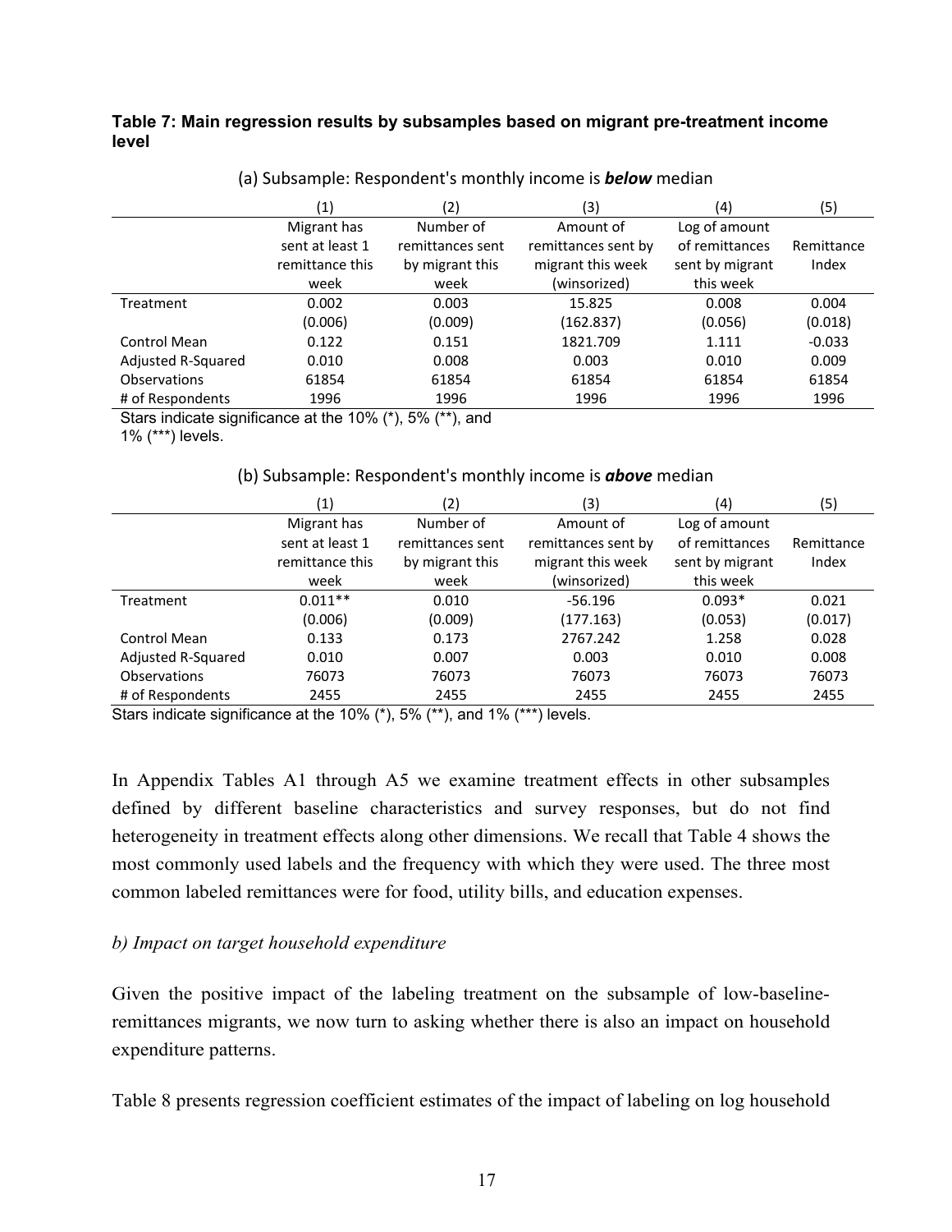**Table 7: Main regression results by subsamples based on migrant pre-treatment income level**

(a) Subsample: Respondent's monthly income is ***below*** median

| | (1) | (2) | (3) | (4) | (5) |
|---|---|---|---|---|---|
| | Migrant has sent at least 1 remittance this week | Number of remittances sent by migrant this week | Amount of remittances sent by migrant this week (winsorized) | Log of amount of remittances sent by migrant this week | Remittance Index |
| Treatment | 0.002 | 0.003 | 15.825 | 0.008 | 0.004 |
| | (0.006) | (0.009) | (162.837) | (0.056) | (0.018) |
| Control Mean | 0.122 | 0.151 | 1821.709 | 1.111 | -0.033 |
| Adjusted R-Squared | 0.010 | 0.008 | 0.003 | 0.010 | 0.009 |
| Observations | 61854 | 61854 | 61854 | 61854 | 61854 |
| # of Respondents | 1996 | 1996 | 1996 | 1996 | 1996 |

Stars indicate significance at the 10% (*), 5% (**), and 1% (***) levels.

(b) Subsample: Respondent's monthly income is ***above*** median

| | (1) | (2) | (3) | (4) | (5) |
|---|---|---|---|---|---|
| | Migrant has sent at least 1 remittance this week | Number of remittances sent by migrant this week | Amount of remittances sent by migrant this week (winsorized) | Log of amount of remittances sent by migrant this week | Remittance Index |
| Treatment | 0.011** | 0.010 | -56.196 | 0.093* | 0.021 |
| | (0.006) | (0.009) | (177.163) | (0.053) | (0.017) |
| Control Mean | 0.133 | 0.173 | 2767.242 | 1.258 | 0.028 |
| Adjusted R-Squared | 0.010 | 0.007 | 0.003 | 0.010 | 0.008 |
| Observations | 76073 | 76073 | 76073 | 76073 | 76073 |
| # of Respondents | 2455 | 2455 | 2455 | 2455 | 2455 |

Stars indicate significance at the 10% (*), 5% (**), and 1% (***) levels.

In Appendix Tables A1 through A5 we examine treatment effects in other subsamples defined by different baseline characteristics and survey responses, but do not find heterogeneity in treatment effects along other dimensions. We recall that Table 4 shows the most commonly used labels and the frequency with which they were used. The three most common labeled remittances were for food, utility bills, and education expenses.

*b) Impact on target household expenditure*

Given the positive impact of the labeling treatment on the subsample of low-baseline-remittances migrants, we now turn to asking whether there is also an impact on household expenditure patterns.

Table 8 presents regression coefficient estimates of the impact of labeling on log household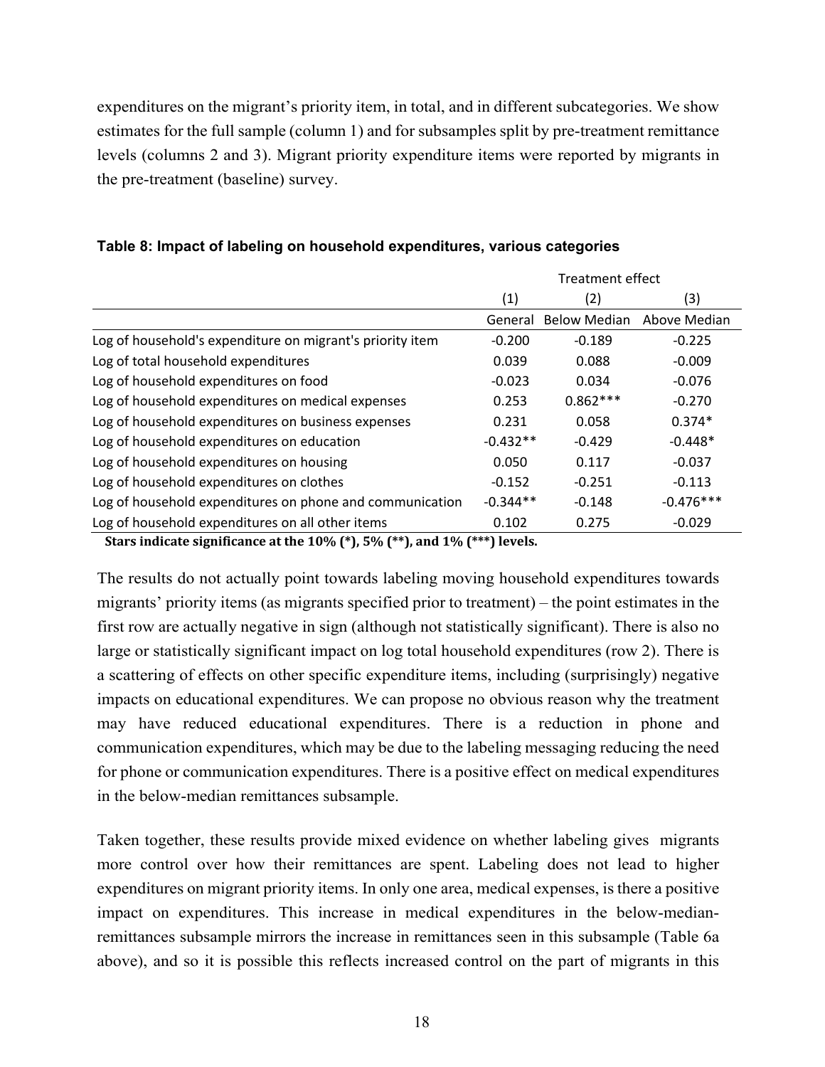expenditures on the migrant's priority item, in total, and in different subcategories. We show estimates for the full sample (column 1) and for subsamples split by pre-treatment remittance levels (columns 2 and 3). Migrant priority expenditure items were reported by migrants in the pre-treatment (baseline) survey.

**Table 8: Impact of labeling on household expenditures, various categories**

| | Treatment effect | | |
|---|---|---|---|
| | (1) | (2) | (3) |
| | General | Below Median | Above Median |
| Log of household's expenditure on migrant's priority item | -0.200 | -0.189 | -0.225 |
| Log of total household expenditures | 0.039 | 0.088 | -0.009 |
| Log of household expenditures on food | -0.023 | 0.034 | -0.076 |
| Log of household expenditures on medical expenses | 0.253 | 0.862*** | -0.270 |
| Log of household expenditures on business expenses | 0.231 | 0.058 | 0.374* |
| Log of household expenditures on education | -0.432** | -0.429 | -0.448* |
| Log of household expenditures on housing | 0.050 | 0.117 | -0.037 |
| Log of household expenditures on clothes | -0.152 | -0.251 | -0.113 |
| Log of household expenditures on phone and communication | -0.344** | -0.148 | -0.476*** |
| Log of household expenditures on all other items | 0.102 | 0.275 | -0.029 |

**Stars indicate significance at the 10% (*), 5% (**), and 1% (***) levels.**

The results do not actually point towards labeling moving household expenditures towards migrants' priority items (as migrants specified prior to treatment) – the point estimates in the first row are actually negative in sign (although not statistically significant). There is also no large or statistically significant impact on log total household expenditures (row 2). There is a scattering of effects on other specific expenditure items, including (surprisingly) negative impacts on educational expenditures. We can propose no obvious reason why the treatment may have reduced educational expenditures. There is a reduction in phone and communication expenditures, which may be due to the labeling messaging reducing the need for phone or communication expenditures. There is a positive effect on medical expenditures in the below-median remittances subsample.

Taken together, these results provide mixed evidence on whether labeling gives migrants more control over how their remittances are spent. Labeling does not lead to higher expenditures on migrant priority items. In only one area, medical expenses, is there a positive impact on expenditures. This increase in medical expenditures in the below-median-remittances subsample mirrors the increase in remittances seen in this subsample (Table 6a above), and so it is possible this reflects increased control on the part of migrants in this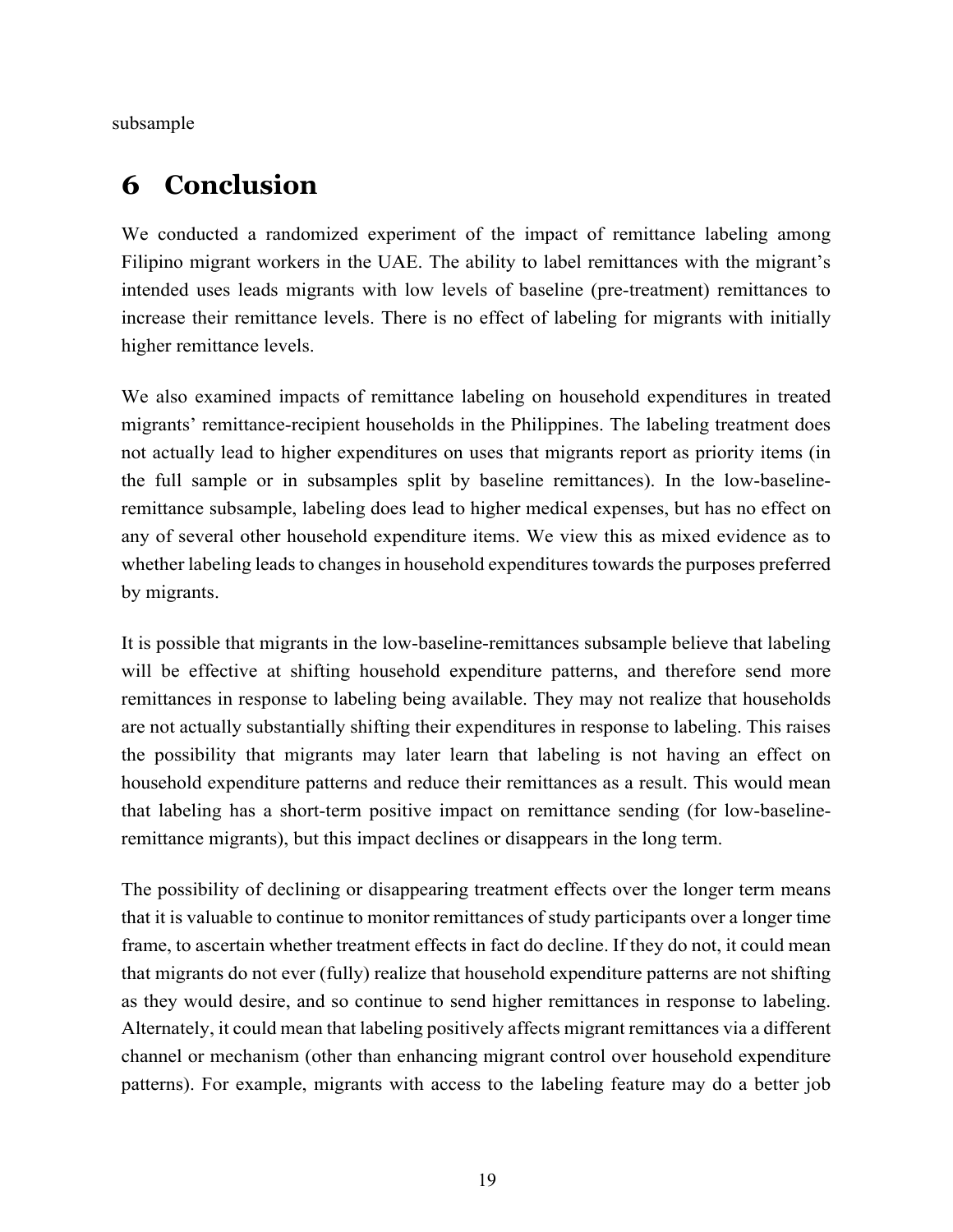subsample

# 6 Conclusion

We conducted a randomized experiment of the impact of remittance labeling among Filipino migrant workers in the UAE. The ability to label remittances with the migrant's intended uses leads migrants with low levels of baseline (pre-treatment) remittances to increase their remittance levels. There is no effect of labeling for migrants with initially higher remittance levels.

We also examined impacts of remittance labeling on household expenditures in treated migrants' remittance-recipient households in the Philippines. The labeling treatment does not actually lead to higher expenditures on uses that migrants report as priority items (in the full sample or in subsamples split by baseline remittances). In the low-baseline-remittance subsample, labeling does lead to higher medical expenses, but has no effect on any of several other household expenditure items. We view this as mixed evidence as to whether labeling leads to changes in household expenditures towards the purposes preferred by migrants.

It is possible that migrants in the low-baseline-remittances subsample believe that labeling will be effective at shifting household expenditure patterns, and therefore send more remittances in response to labeling being available. They may not realize that households are not actually substantially shifting their expenditures in response to labeling. This raises the possibility that migrants may later learn that labeling is not having an effect on household expenditure patterns and reduce their remittances as a result. This would mean that labeling has a short-term positive impact on remittance sending (for low-baseline-remittance migrants), but this impact declines or disappears in the long term.

The possibility of declining or disappearing treatment effects over the longer term means that it is valuable to continue to monitor remittances of study participants over a longer time frame, to ascertain whether treatment effects in fact do decline. If they do not, it could mean that migrants do not ever (fully) realize that household expenditure patterns are not shifting as they would desire, and so continue to send higher remittances in response to labeling. Alternately, it could mean that labeling positively affects migrant remittances via a different channel or mechanism (other than enhancing migrant control over household expenditure patterns). For example, migrants with access to the labeling feature may do a better job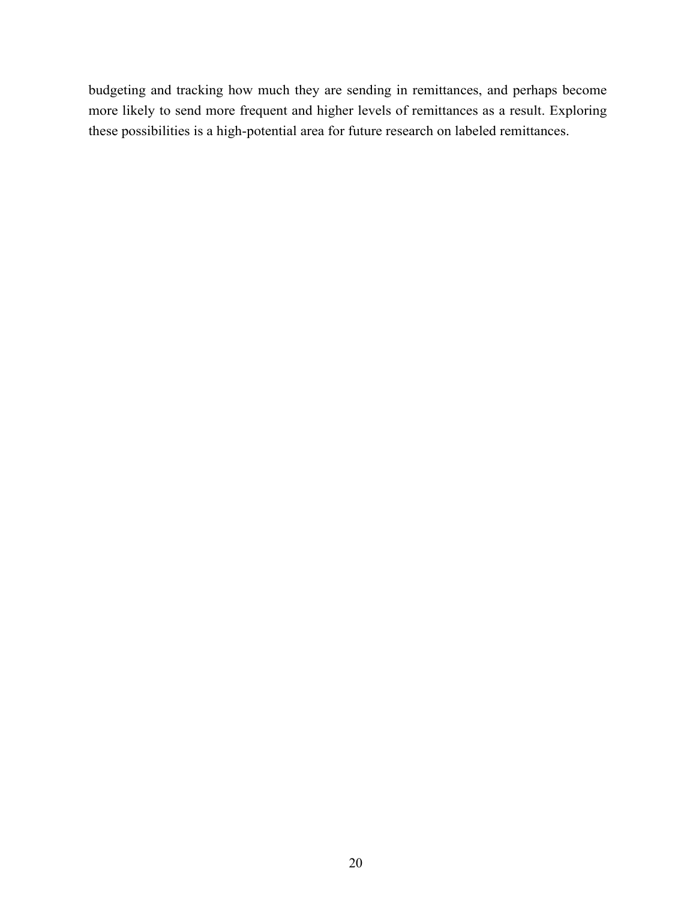budgeting and tracking how much they are sending in remittances, and perhaps become more likely to send more frequent and higher levels of remittances as a result. Exploring these possibilities is a high-potential area for future research on labeled remittances.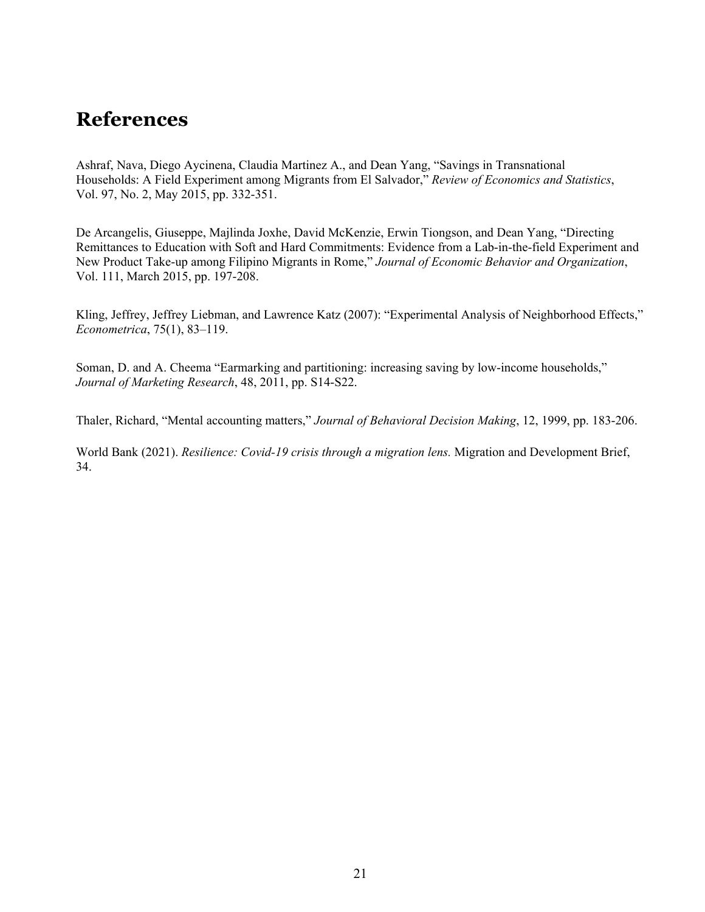# References

Ashraf, Nava, Diego Aycinena, Claudia Martinez A., and Dean Yang, "Savings in Transnational Households: A Field Experiment among Migrants from El Salvador," *Review of Economics and Statistics*, Vol. 97, No. 2, May 2015, pp. 332-351.

De Arcangelis, Giuseppe, Majlinda Joxhe, David McKenzie, Erwin Tiongson, and Dean Yang, "Directing Remittances to Education with Soft and Hard Commitments: Evidence from a Lab-in-the-field Experiment and New Product Take-up among Filipino Migrants in Rome," *Journal of Economic Behavior and Organization*, Vol. 111, March 2015, pp. 197-208.

Kling, Jeffrey, Jeffrey Liebman, and Lawrence Katz (2007): "Experimental Analysis of Neighborhood Effects," *Econometrica*, 75(1), 83–119.

Soman, D. and A. Cheema "Earmarking and partitioning: increasing saving by low-income households," *Journal of Marketing Research*, 48, 2011, pp. S14-S22.

Thaler, Richard, "Mental accounting matters," *Journal of Behavioral Decision Making*, 12, 1999, pp. 183-206.

World Bank (2021). *Resilience: Covid-19 crisis through a migration lens.* Migration and Development Brief, 34.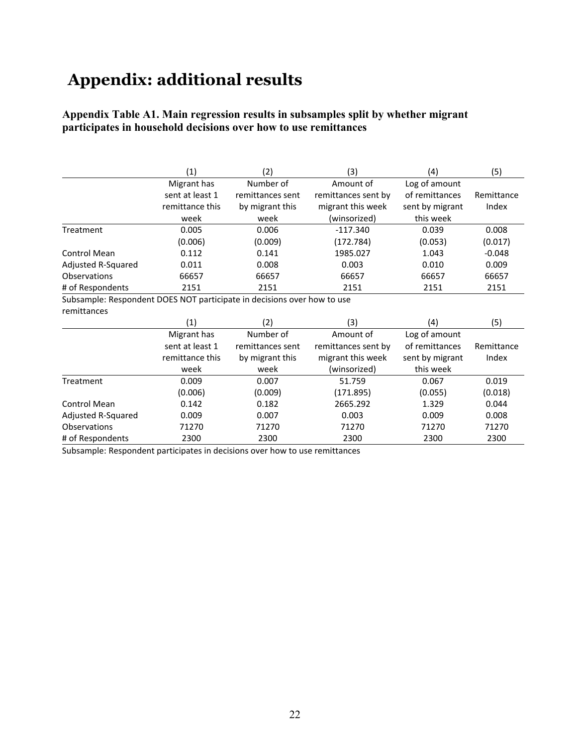# Appendix: additional results

**Appendix Table A1. Main regression results in subsamples split by whether migrant participates in household decisions over how to use remittances**

| | (1) | (2) | (3) | (4) | (5) |
|---|---|---|---|---|---|
| | Migrant has sent at least 1 remittance this week | Number of remittances sent by migrant this week | Amount of remittances sent by migrant this week (winsorized) | Log of amount of remittances sent by migrant this week | Remittance Index |
| Treatment | 0.005 | 0.006 | -117.340 | 0.039 | 0.008 |
| | (0.006) | (0.009) | (172.784) | (0.053) | (0.017) |
| Control Mean | 0.112 | 0.141 | 1985.027 | 1.043 | -0.048 |
| Adjusted R-Squared | 0.011 | 0.008 | 0.003 | 0.010 | 0.009 |
| Observations | 66657 | 66657 | 66657 | 66657 | 66657 |
| # of Respondents | 2151 | 2151 | 2151 | 2151 | 2151 |

Subsample: Respondent DOES NOT participate in decisions over how to use remittances

| | (1) | (2) | (3) | (4) | (5) |
|---|---|---|---|---|---|
| | Migrant has sent at least 1 remittance this week | Number of remittances sent by migrant this week | Amount of remittances sent by migrant this week (winsorized) | Log of amount of remittances sent by migrant this week | Remittance Index |
| Treatment | 0.009 | 0.007 | 51.759 | 0.067 | 0.019 |
| | (0.006) | (0.009) | (171.895) | (0.055) | (0.018) |
| Control Mean | 0.142 | 0.182 | 2665.292 | 1.329 | 0.044 |
| Adjusted R-Squared | 0.009 | 0.007 | 0.003 | 0.009 | 0.008 |
| Observations | 71270 | 71270 | 71270 | 71270 | 71270 |
| # of Respondents | 2300 | 2300 | 2300 | 2300 | 2300 |

Subsample: Respondent participates in decisions over how to use remittances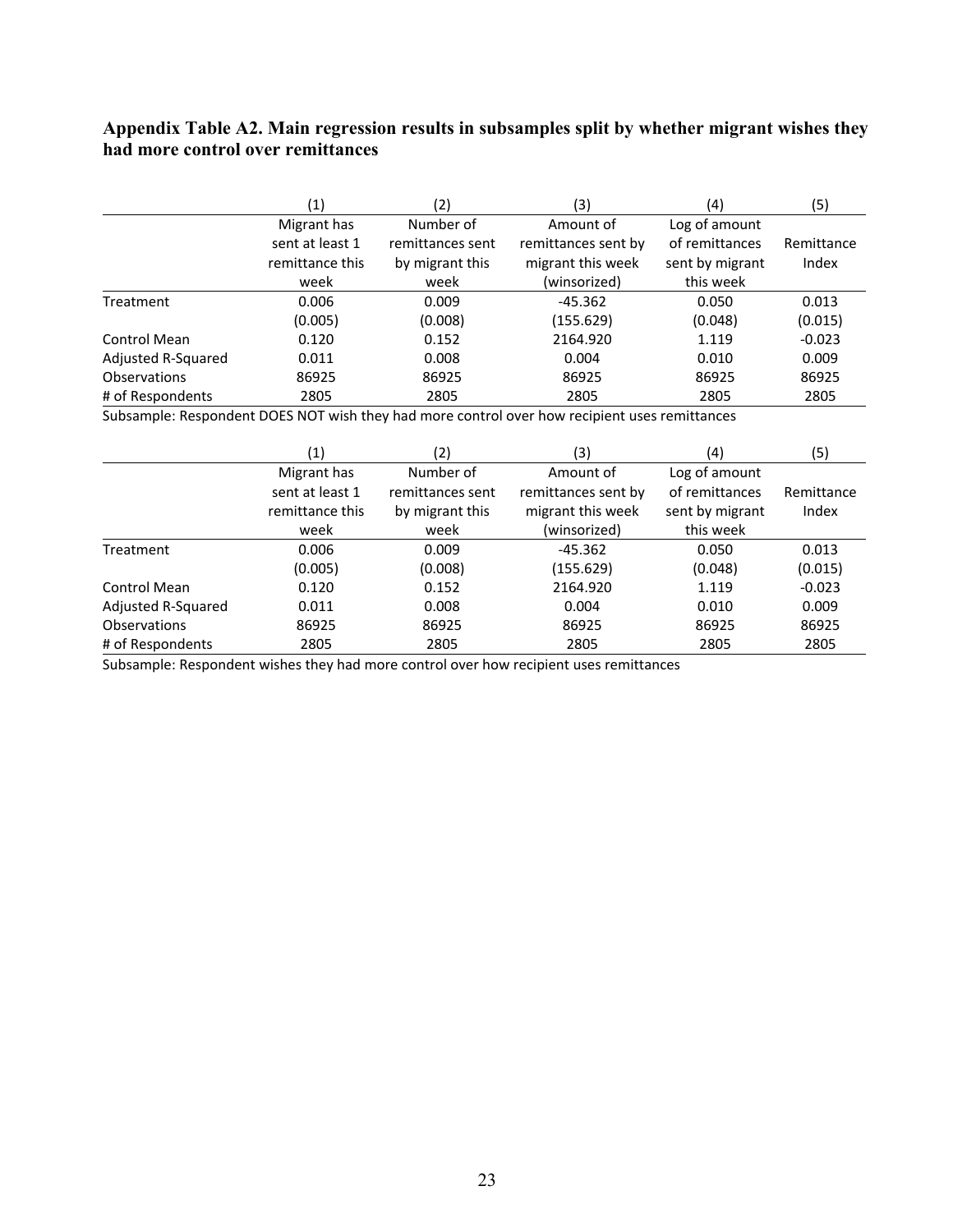**Appendix Table A2. Main regression results in subsamples split by whether migrant wishes they had more control over remittances**

| | (1) | (2) | (3) | (4) | (5) |
|---|---|---|---|---|---|
| | Migrant has sent at least 1 remittance this week | Number of remittances sent by migrant this week | Amount of remittances sent by migrant this week (winsorized) | Log of amount of remittances sent by migrant this week | Remittance Index |
| Treatment | 0.006 | 0.009 | -45.362 | 0.050 | 0.013 |
| | (0.005) | (0.008) | (155.629) | (0.048) | (0.015) |
| Control Mean | 0.120 | 0.152 | 2164.920 | 1.119 | -0.023 |
| Adjusted R-Squared | 0.011 | 0.008 | 0.004 | 0.010 | 0.009 |
| Observations | 86925 | 86925 | 86925 | 86925 | 86925 |
| # of Respondents | 2805 | 2805 | 2805 | 2805 | 2805 |

Subsample: Respondent DOES NOT wish they had more control over how recipient uses remittances

| | (1) | (2) | (3) | (4) | (5) |
|---|---|---|---|---|---|
| | Migrant has sent at least 1 remittance this week | Number of remittances sent by migrant this week | Amount of remittances sent by migrant this week (winsorized) | Log of amount of remittances sent by migrant this week | Remittance Index |
| Treatment | 0.006 | 0.009 | -45.362 | 0.050 | 0.013 |
| | (0.005) | (0.008) | (155.629) | (0.048) | (0.015) |
| Control Mean | 0.120 | 0.152 | 2164.920 | 1.119 | -0.023 |
| Adjusted R-Squared | 0.011 | 0.008 | 0.004 | 0.010 | 0.009 |
| Observations | 86925 | 86925 | 86925 | 86925 | 86925 |
| # of Respondents | 2805 | 2805 | 2805 | 2805 | 2805 |

Subsample: Respondent wishes they had more control over how recipient uses remittances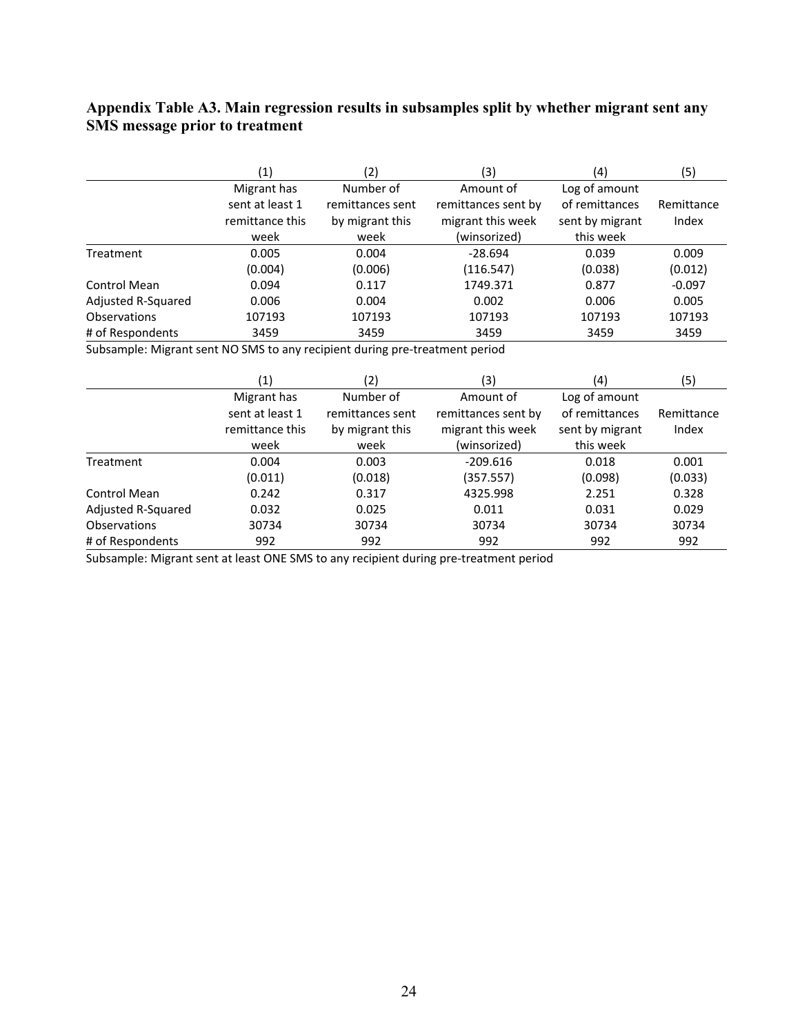### Appendix Table A3. Main regression results in subsamples split by whether migrant sent any SMS message prior to treatment

| | (1) | (2) | (3) | (4) | (5) |
|---|---|---|---|---|---|
| | Migrant has sent at least 1 remittance this week | Number of remittances sent by migrant this week | Amount of remittances sent by migrant this week (winsorized) | Log of amount of remittances sent by migrant this week | Remittance Index |
| Treatment | 0.005 | 0.004 | -28.694 | 0.039 | 0.009 |
| | (0.004) | (0.006) | (116.547) | (0.038) | (0.012) |
| Control Mean | 0.094 | 0.117 | 1749.371 | 0.877 | -0.097 |
| Adjusted R-Squared | 0.006 | 0.004 | 0.002 | 0.006 | 0.005 |
| Observations | 107193 | 107193 | 107193 | 107193 | 107193 |
| # of Respondents | 3459 | 3459 | 3459 | 3459 | 3459 |

Subsample: Migrant sent NO SMS to any recipient during pre-treatment period

| | (1) | (2) | (3) | (4) | (5) |
|---|---|---|---|---|---|
| | Migrant has sent at least 1 remittance this week | Number of remittances sent by migrant this week | Amount of remittances sent by migrant this week (winsorized) | Log of amount of remittances sent by migrant this week | Remittance Index |
| Treatment | 0.004 | 0.003 | -209.616 | 0.018 | 0.001 |
| | (0.011) | (0.018) | (357.557) | (0.098) | (0.033) |
| Control Mean | 0.242 | 0.317 | 4325.998 | 2.251 | 0.328 |
| Adjusted R-Squared | 0.032 | 0.025 | 0.011 | 0.031 | 0.029 |
| Observations | 30734 | 30734 | 30734 | 30734 | 30734 |
| # of Respondents | 992 | 992 | 992 | 992 | 992 |

Subsample: Migrant sent at least ONE SMS to any recipient during pre-treatment period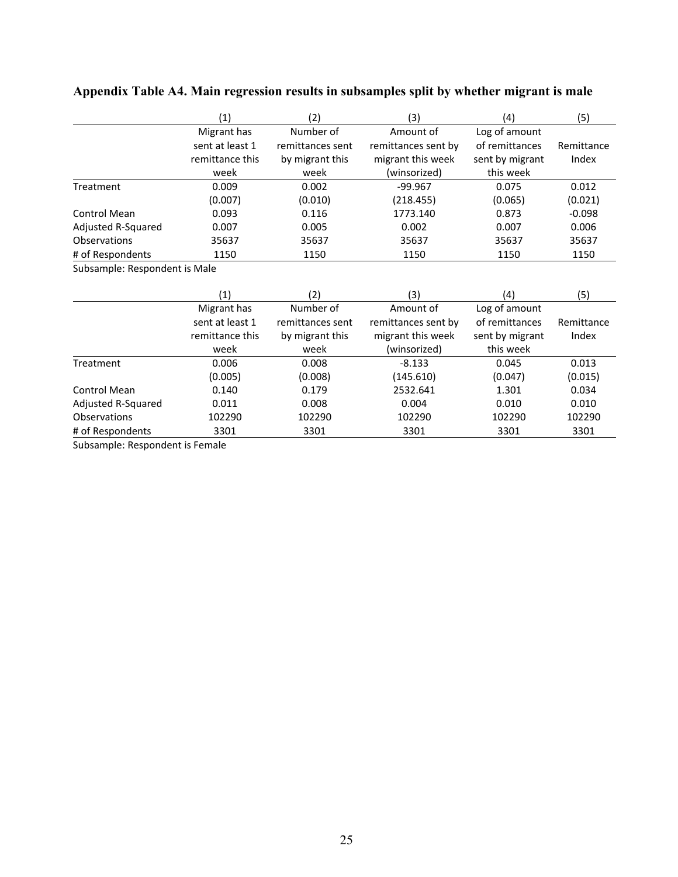**Appendix Table A4. Main regression results in subsamples split by whether migrant is male**

| | (1) | (2) | (3) | (4) | (5) |
|---|---|---|---|---|---|
| | Migrant has sent at least 1 remittance this week | Number of remittances sent by migrant this week | Amount of remittances sent by migrant this week (winsorized) | Log of amount of remittances sent by migrant this week | Remittance Index |
| Treatment | 0.009 | 0.002 | -99.967 | 0.075 | 0.012 |
| | (0.007) | (0.010) | (218.455) | (0.065) | (0.021) |
| Control Mean | 0.093 | 0.116 | 1773.140 | 0.873 | -0.098 |
| Adjusted R-Squared | 0.007 | 0.005 | 0.002 | 0.007 | 0.006 |
| Observations | 35637 | 35637 | 35637 | 35637 | 35637 |
| # of Respondents | 1150 | 1150 | 1150 | 1150 | 1150 |

Subsample: Respondent is Male

| | (1) | (2) | (3) | (4) | (5) |
|---|---|---|---|---|---|
| | Migrant has sent at least 1 remittance this week | Number of remittances sent by migrant this week | Amount of remittances sent by migrant this week (winsorized) | Log of amount of remittances sent by migrant this week | Remittance Index |
| Treatment | 0.006 | 0.008 | -8.133 | 0.045 | 0.013 |
| | (0.005) | (0.008) | (145.610) | (0.047) | (0.015) |
| Control Mean | 0.140 | 0.179 | 2532.641 | 1.301 | 0.034 |
| Adjusted R-Squared | 0.011 | 0.008 | 0.004 | 0.010 | 0.010 |
| Observations | 102290 | 102290 | 102290 | 102290 | 102290 |
| # of Respondents | 3301 | 3301 | 3301 | 3301 | 3301 |

Subsample: Respondent is Female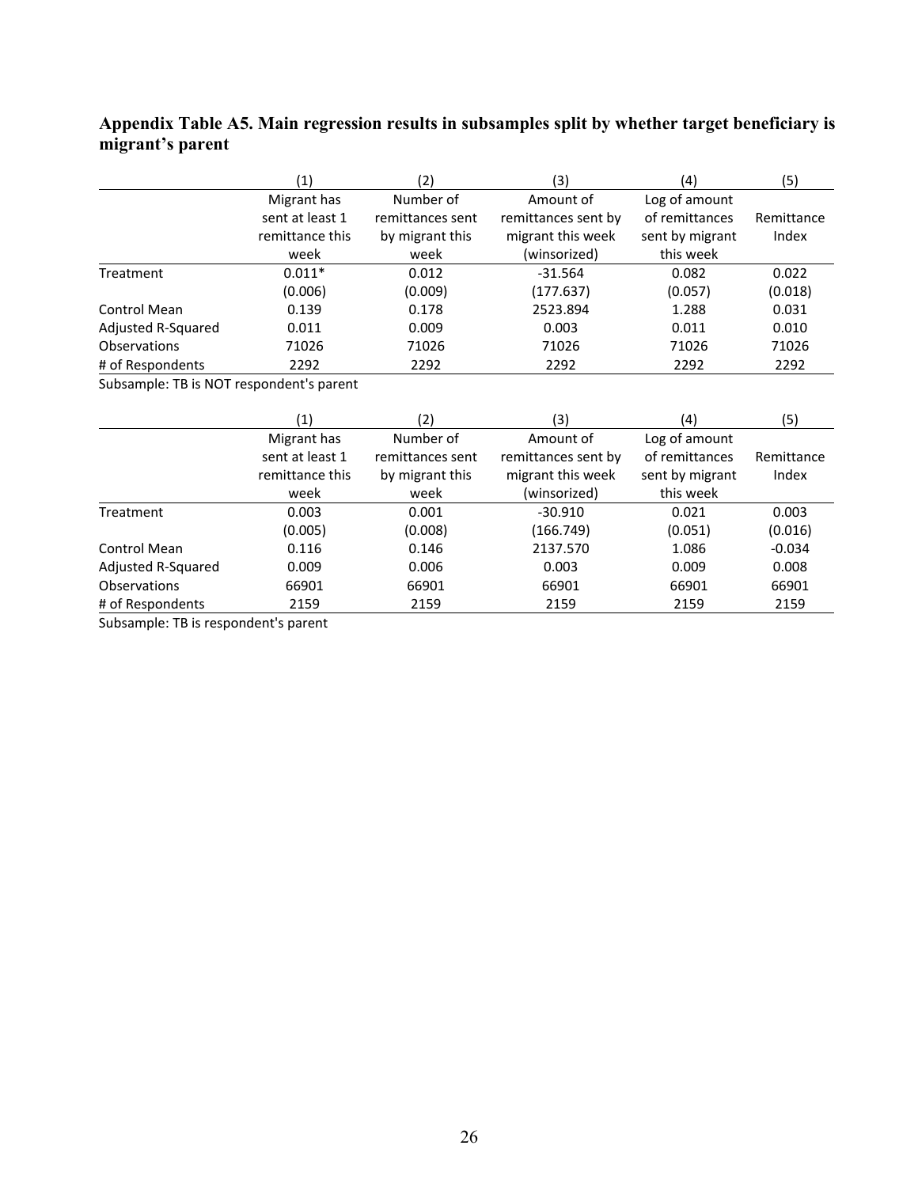**Appendix Table A5. Main regression results in subsamples split by whether target beneficiary is migrant's parent**

| | (1) | (2) | (3) | (4) | (5) |
|---|---|---|---|---|---|
| | Migrant has sent at least 1 remittance this week | Number of remittances sent by migrant this week | Amount of remittances sent by migrant this week (winsorized) | Log of amount of remittances sent by migrant this week | Remittance Index |
| Treatment | 0.011* | 0.012 | -31.564 | 0.082 | 0.022 |
| | (0.006) | (0.009) | (177.637) | (0.057) | (0.018) |
| Control Mean | 0.139 | 0.178 | 2523.894 | 1.288 | 0.031 |
| Adjusted R-Squared | 0.011 | 0.009 | 0.003 | 0.011 | 0.010 |
| Observations | 71026 | 71026 | 71026 | 71026 | 71026 |
| # of Respondents | 2292 | 2292 | 2292 | 2292 | 2292 |

Subsample: TB is NOT respondent's parent

| | (1) | (2) | (3) | (4) | (5) |
|---|---|---|---|---|---|
| | Migrant has sent at least 1 remittance this week | Number of remittances sent by migrant this week | Amount of remittances sent by migrant this week (winsorized) | Log of amount of remittances sent by migrant this week | Remittance Index |
| Treatment | 0.003 | 0.001 | -30.910 | 0.021 | 0.003 |
| | (0.005) | (0.008) | (166.749) | (0.051) | (0.016) |
| Control Mean | 0.116 | 0.146 | 2137.570 | 1.086 | -0.034 |
| Adjusted R-Squared | 0.009 | 0.006 | 0.003 | 0.009 | 0.008 |
| Observations | 66901 | 66901 | 66901 | 66901 | 66901 |
| # of Respondents | 2159 | 2159 | 2159 | 2159 | 2159 |

Subsample: TB is respondent's parent